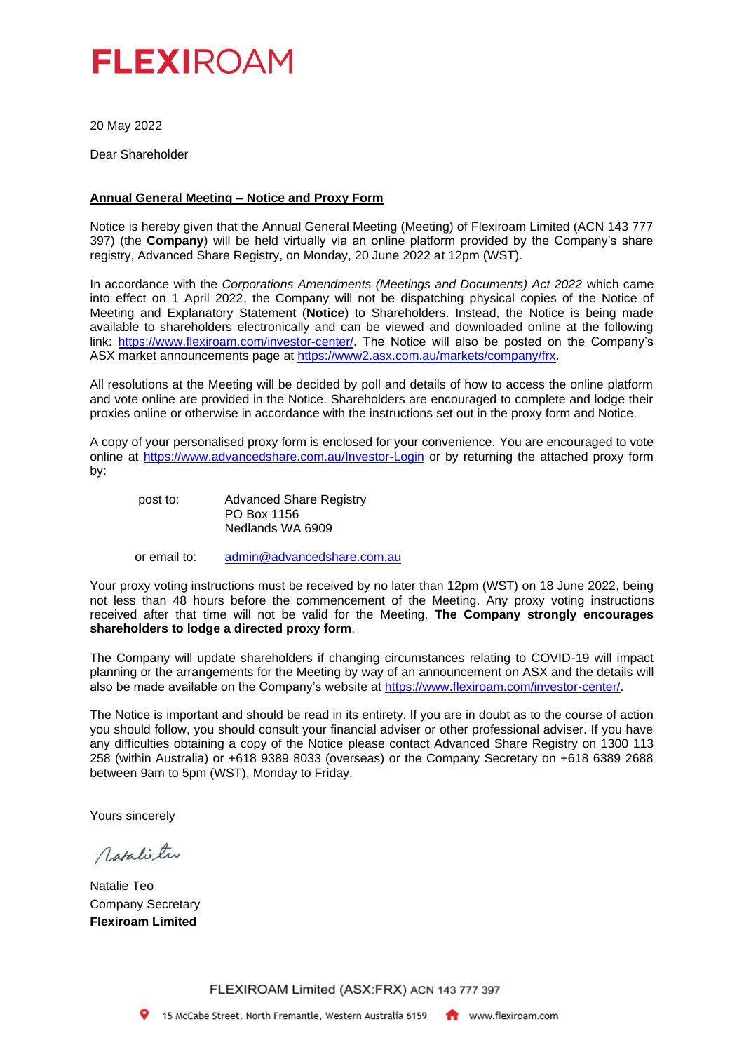# FLEXIROAM

20 May 2022

Dear Shareholder

**Annual General Meeting – Notice and Proxy Form**

Notice is hereby given that the Annual General Meeting (Meeting) of Flexiroam Limited (ACN 143 777 397) (the **Company**) will be held virtually via an online platform provided by the Company's share registry, Advanced Share Registry, on Monday, 20 June 2022 at 12pm (WST).

In accordance with the *Corporations Amendments (Meetings and Documents) Act 2022* which came into effect on 1 April 2022, the Company will not be dispatching physical copies of the Notice of Meeting and Explanatory Statement (**Notice**) to Shareholders. Instead, the Notice is being made available to shareholders electronically and can be viewed and downloaded online at the following link: https://www.flexiroam.com/investor-center/. The Notice will also be posted on the Company's ASX market announcements page at https://www2.asx.com.au/markets/company/frx.

All resolutions at the Meeting will be decided by poll and details of how to access the online platform and vote online are provided in the Notice. Shareholders are encouraged to complete and lodge their proxies online or otherwise in accordance with the instructions set out in the proxy form and Notice.

A copy of your personalised proxy form is enclosed for your convenience. You are encouraged to vote online at https://www.advancedshare.com.au/Investor-Login or by returning the attached proxy form by:

post to: Advanced Share Registry
PO Box 1156
Nedlands WA 6909

or email to: admin@advancedshare.com.au

Your proxy voting instructions must be received by no later than 12pm (WST) on 18 June 2022, being not less than 48 hours before the commencement of the Meeting. Any proxy voting instructions received after that time will not be valid for the Meeting. **The Company strongly encourages shareholders to lodge a directed proxy form**.

The Company will update shareholders if changing circumstances relating to COVID-19 will impact planning or the arrangements for the Meeting by way of an announcement on ASX and the details will also be made available on the Company's website at https://www.flexiroam.com/investor-center/.

The Notice is important and should be read in its entirety. If you are in doubt as to the course of action you should follow, you should consult your financial adviser or other professional adviser. If you have any difficulties obtaining a copy of the Notice please contact Advanced Share Registry on 1300 113 258 (within Australia) or +618 9389 8033 (overseas) or the Company Secretary on +618 6389 2688 between 9am to 5pm (WST), Monday to Friday.

Yours sincerely

Natalie Teo
Company Secretary
**Flexiroam Limited**

FLEXIROAM Limited (ASX:FRX) ACN 143 777 397

15 McCabe Street, North Fremantle, Western Australia 6159 www.flexiroam.com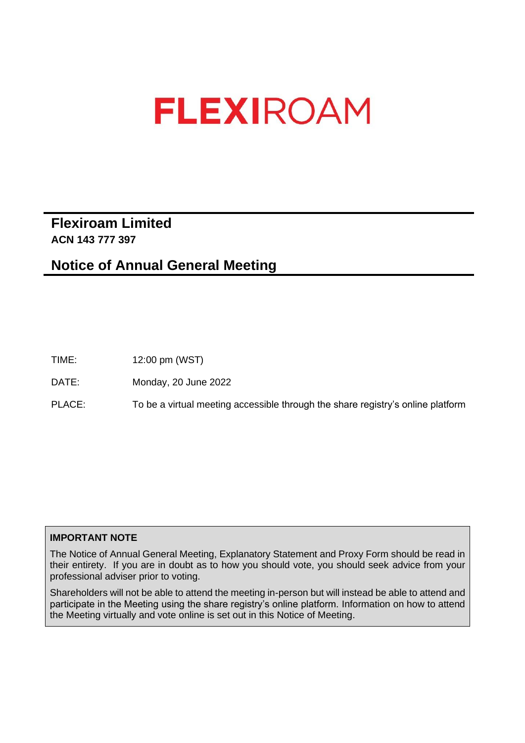# FLEXIROAM

## Flexiroam Limited

**ACN 143 777 397**

## Notice of Annual General Meeting

TIME: 12:00 pm (WST)

DATE: Monday, 20 June 2022

PLACE: To be a virtual meeting accessible through the share registry's online platform

**IMPORTANT NOTE**

The Notice of Annual General Meeting, Explanatory Statement and Proxy Form should be read in their entirety. If you are in doubt as to how you should vote, you should seek advice from your professional adviser prior to voting.

Shareholders will not be able to attend the meeting in-person but will instead be able to attend and participate in the Meeting using the share registry's online platform. Information on how to attend the Meeting virtually and vote online is set out in this Notice of Meeting.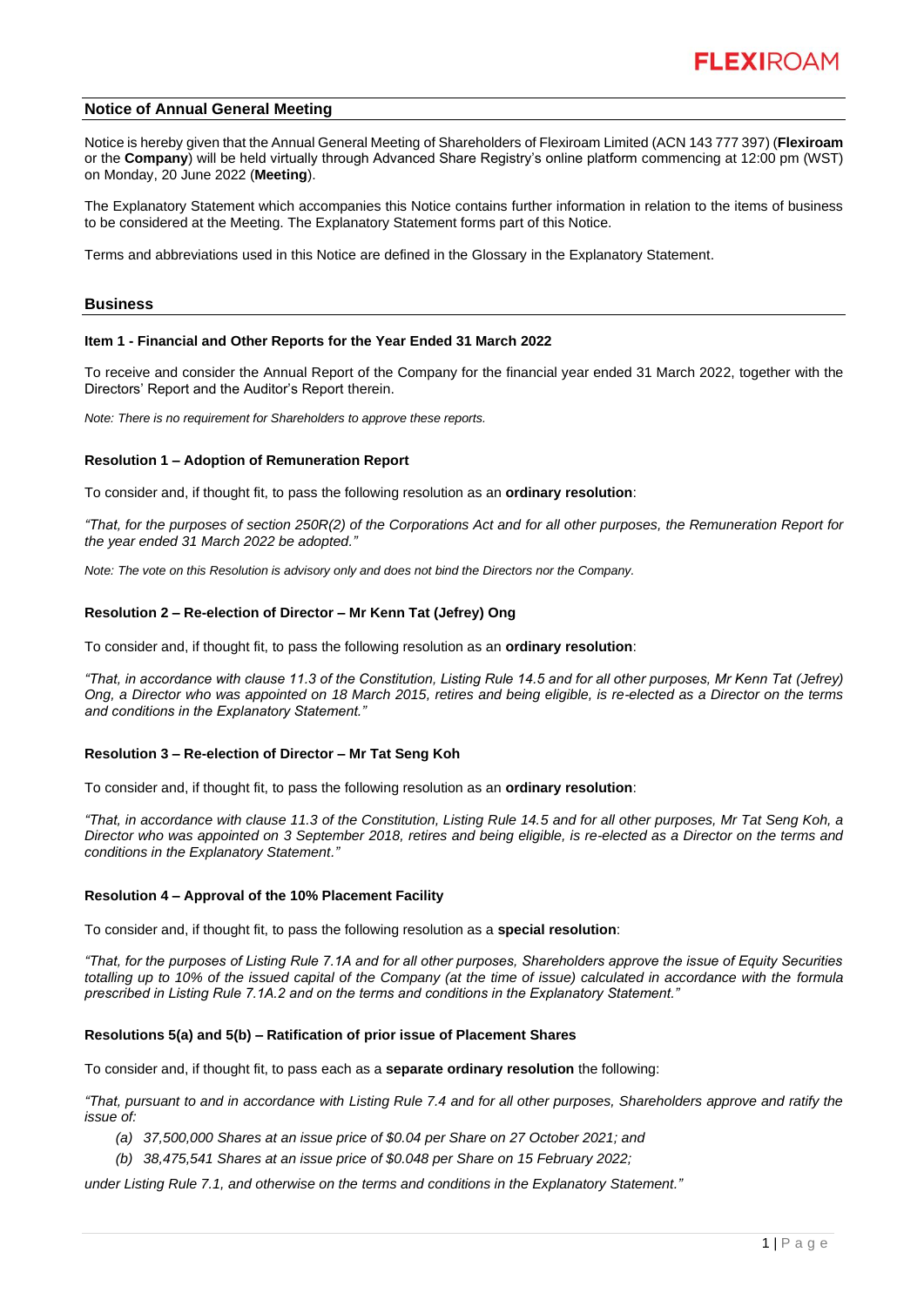## Notice of Annual General Meeting

Notice is hereby given that the Annual General Meeting of Shareholders of Flexiroam Limited (ACN 143 777 397) (**Flexiroam** or the **Company**) will be held virtually through Advanced Share Registry's online platform commencing at 12:00 pm (WST) on Monday, 20 June 2022 (**Meeting**).

The Explanatory Statement which accompanies this Notice contains further information in relation to the items of business to be considered at the Meeting. The Explanatory Statement forms part of this Notice.

Terms and abbreviations used in this Notice are defined in the Glossary in the Explanatory Statement.

## Business

### Item 1 - Financial and Other Reports for the Year Ended 31 March 2022

To receive and consider the Annual Report of the Company for the financial year ended 31 March 2022, together with the Directors' Report and the Auditor's Report therein.

*Note: There is no requirement for Shareholders to approve these reports.*

### Resolution 1 – Adoption of Remuneration Report

To consider and, if thought fit, to pass the following resolution as an **ordinary resolution**:

*"That, for the purposes of section 250R(2) of the Corporations Act and for all other purposes, the Remuneration Report for the year ended 31 March 2022 be adopted."*

*Note: The vote on this Resolution is advisory only and does not bind the Directors nor the Company.*

### Resolution 2 – Re-election of Director – Mr Kenn Tat (Jefrey) Ong

To consider and, if thought fit, to pass the following resolution as an **ordinary resolution**:

*"That, in accordance with clause 11.3 of the Constitution, Listing Rule 14.5 and for all other purposes, Mr Kenn Tat (Jefrey) Ong, a Director who was appointed on 18 March 2015, retires and being eligible, is re-elected as a Director on the terms and conditions in the Explanatory Statement."*

### Resolution 3 – Re-election of Director – Mr Tat Seng Koh

To consider and, if thought fit, to pass the following resolution as an **ordinary resolution**:

*"That, in accordance with clause 11.3 of the Constitution, Listing Rule 14.5 and for all other purposes, Mr Tat Seng Koh, a Director who was appointed on 3 September 2018, retires and being eligible, is re-elected as a Director on the terms and conditions in the Explanatory Statement."*

### Resolution 4 – Approval of the 10% Placement Facility

To consider and, if thought fit, to pass the following resolution as a **special resolution**:

*"That, for the purposes of Listing Rule 7.1A and for all other purposes, Shareholders approve the issue of Equity Securities totalling up to 10% of the issued capital of the Company (at the time of issue) calculated in accordance with the formula prescribed in Listing Rule 7.1A.2 and on the terms and conditions in the Explanatory Statement."*

### Resolutions 5(a) and 5(b) – Ratification of prior issue of Placement Shares

To consider and, if thought fit, to pass each as a **separate ordinary resolution** the following:

*"That, pursuant to and in accordance with Listing Rule 7.4 and for all other purposes, Shareholders approve and ratify the issue of:*

*(a) 37,500,000 Shares at an issue price of $0.04 per Share on 27 October 2021; and*

*(b) 38,475,541 Shares at an issue price of $0.048 per Share on 15 February 2022;*

*under Listing Rule 7.1, and otherwise on the terms and conditions in the Explanatory Statement."*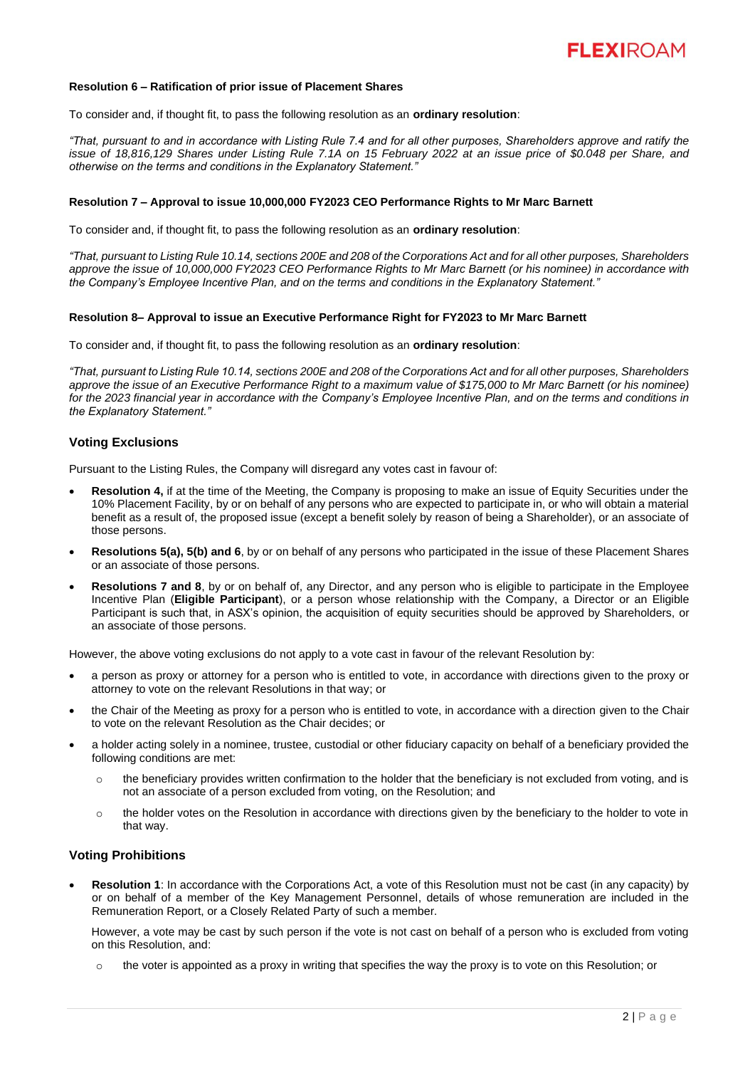**Resolution 6 – Ratification of prior issue of Placement Shares**

To consider and, if thought fit, to pass the following resolution as an **ordinary resolution**:

*"That, pursuant to and in accordance with Listing Rule 7.4 and for all other purposes, Shareholders approve and ratify the issue of 18,816,129 Shares under Listing Rule 7.1A on 15 February 2022 at an issue price of $0.048 per Share, and otherwise on the terms and conditions in the Explanatory Statement."*

**Resolution 7 – Approval to issue 10,000,000 FY2023 CEO Performance Rights to Mr Marc Barnett**

To consider and, if thought fit, to pass the following resolution as an **ordinary resolution**:

*"That, pursuant to Listing Rule 10.14, sections 200E and 208 of the Corporations Act and for all other purposes, Shareholders approve the issue of 10,000,000 FY2023 CEO Performance Rights to Mr Marc Barnett (or his nominee) in accordance with the Company's Employee Incentive Plan, and on the terms and conditions in the Explanatory Statement."*

**Resolution 8– Approval to issue an Executive Performance Right for FY2023 to Mr Marc Barnett**

To consider and, if thought fit, to pass the following resolution as an **ordinary resolution**:

*"That, pursuant to Listing Rule 10.14, sections 200E and 208 of the Corporations Act and for all other purposes, Shareholders approve the issue of an Executive Performance Right to a maximum value of $175,000 to Mr Marc Barnett (or his nominee) for the 2023 financial year in accordance with the Company's Employee Incentive Plan, and on the terms and conditions in the Explanatory Statement."*

## Voting Exclusions

Pursuant to the Listing Rules, the Company will disregard any votes cast in favour of:

- **Resolution 4,** if at the time of the Meeting, the Company is proposing to make an issue of Equity Securities under the 10% Placement Facility, by or on behalf of any persons who are expected to participate in, or who will obtain a material benefit as a result of, the proposed issue (except a benefit solely by reason of being a Shareholder), or an associate of those persons.
- **Resolutions 5(a), 5(b) and 6**, by or on behalf of any persons who participated in the issue of these Placement Shares or an associate of those persons.
- **Resolutions 7 and 8**, by or on behalf of, any Director, and any person who is eligible to participate in the Employee Incentive Plan (**Eligible Participant**), or a person whose relationship with the Company, a Director or an Eligible Participant is such that, in ASX's opinion, the acquisition of equity securities should be approved by Shareholders, or an associate of those persons.

However, the above voting exclusions do not apply to a vote cast in favour of the relevant Resolution by:

- a person as proxy or attorney for a person who is entitled to vote, in accordance with directions given to the proxy or attorney to vote on the relevant Resolutions in that way; or
- the Chair of the Meeting as proxy for a person who is entitled to vote, in accordance with a direction given to the Chair to vote on the relevant Resolution as the Chair decides; or
- a holder acting solely in a nominee, trustee, custodial or other fiduciary capacity on behalf of a beneficiary provided the following conditions are met:
  - the beneficiary provides written confirmation to the holder that the beneficiary is not excluded from voting, and is not an associate of a person excluded from voting, on the Resolution; and
  - the holder votes on the Resolution in accordance with directions given by the beneficiary to the holder to vote in that way.

## Voting Prohibitions

- **Resolution 1**: In accordance with the Corporations Act, a vote of this Resolution must not be cast (in any capacity) by or on behalf of a member of the Key Management Personnel, details of whose remuneration are included in the Remuneration Report, or a Closely Related Party of such a member.

  However, a vote may be cast by such person if the vote is not cast on behalf of a person who is excluded from voting on this Resolution, and:

  - the voter is appointed as a proxy in writing that specifies the way the proxy is to vote on this Resolution; or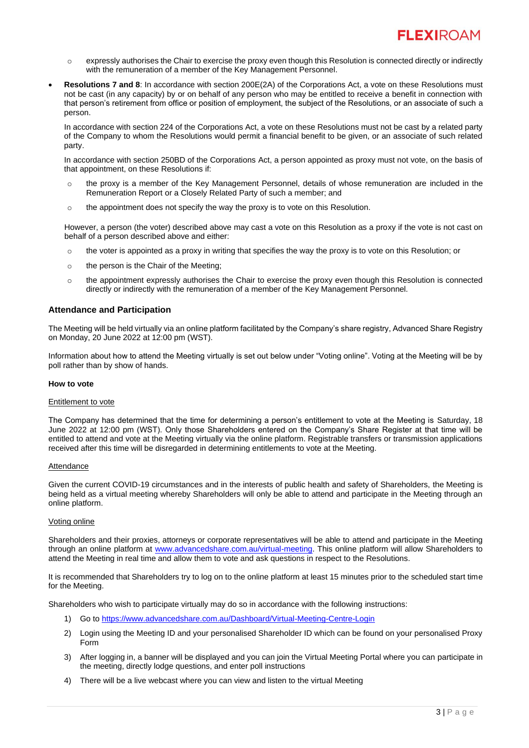- expressly authorises the Chair to exercise the proxy even though this Resolution is connected directly or indirectly with the remuneration of a member of the Key Management Personnel.

- **Resolutions 7 and 8**: In accordance with section 200E(2A) of the Corporations Act, a vote on these Resolutions must not be cast (in any capacity) by or on behalf of any person who may be entitled to receive a benefit in connection with that person's retirement from office or position of employment, the subject of the Resolutions, or an associate of such a person.

  In accordance with section 224 of the Corporations Act, a vote on these Resolutions must not be cast by a related party of the Company to whom the Resolutions would permit a financial benefit to be given, or an associate of such related party.

  In accordance with section 250BD of the Corporations Act, a person appointed as proxy must not vote, on the basis of that appointment, on these Resolutions if:

  - the proxy is a member of the Key Management Personnel, details of whose remuneration are included in the Remuneration Report or a Closely Related Party of such a member; and
  - the appointment does not specify the way the proxy is to vote on this Resolution.

  However, a person (the voter) described above may cast a vote on this Resolution as a proxy if the vote is not cast on behalf of a person described above and either:

  - the voter is appointed as a proxy in writing that specifies the way the proxy is to vote on this Resolution; or
  - the person is the Chair of the Meeting;
  - the appointment expressly authorises the Chair to exercise the proxy even though this Resolution is connected directly or indirectly with the remuneration of a member of the Key Management Personnel.

## Attendance and Participation

The Meeting will be held virtually via an online platform facilitated by the Company's share registry, Advanced Share Registry on Monday, 20 June 2022 at 12:00 pm (WST).

Information about how to attend the Meeting virtually is set out below under "Voting online". Voting at the Meeting will be by poll rather than by show of hands.

### How to vote

Entitlement to vote

The Company has determined that the time for determining a person's entitlement to vote at the Meeting is Saturday, 18 June 2022 at 12:00 pm (WST). Only those Shareholders entered on the Company's Share Register at that time will be entitled to attend and vote at the Meeting virtually via the online platform. Registrable transfers or transmission applications received after this time will be disregarded in determining entitlements to vote at the Meeting.

Attendance

Given the current COVID-19 circumstances and in the interests of public health and safety of Shareholders, the Meeting is being held as a virtual meeting whereby Shareholders will only be able to attend and participate in the Meeting through an online platform.

Voting online

Shareholders and their proxies, attorneys or corporate representatives will be able to attend and participate in the Meeting through an online platform at [www.advancedshare.com.au/virtual-meeting](www.advancedshare.com.au/virtual-meeting). This online platform will allow Shareholders to attend the Meeting in real time and allow them to vote and ask questions in respect to the Resolutions.

It is recommended that Shareholders try to log on to the online platform at least 15 minutes prior to the scheduled start time for the Meeting.

Shareholders who wish to participate virtually may do so in accordance with the following instructions:

1) Go to [https://www.advancedshare.com.au/Dashboard/Virtual-Meeting-Centre-Login](https://www.advancedshare.com.au/Dashboard/Virtual-Meeting-Centre-Login)
2) Login using the Meeting ID and your personalised Shareholder ID which can be found on your personalised Proxy Form
3) After logging in, a banner will be displayed and you can join the Virtual Meeting Portal where you can participate in the meeting, directly lodge questions, and enter poll instructions
4) There will be a live webcast where you can view and listen to the virtual Meeting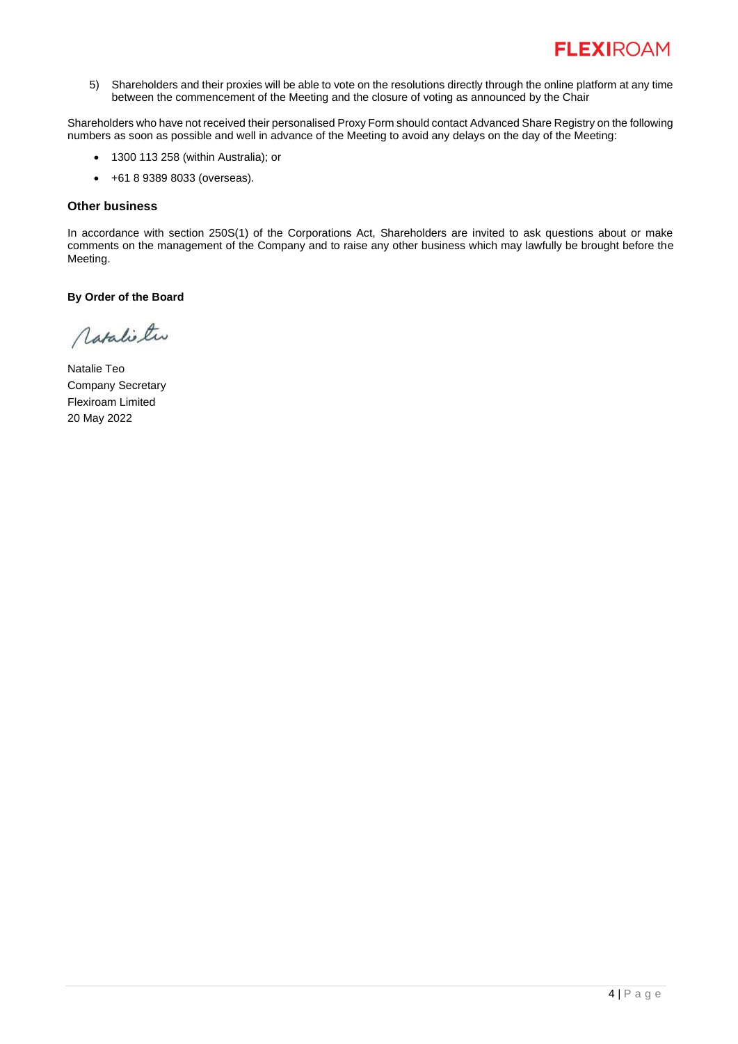5) Shareholders and their proxies will be able to vote on the resolutions directly through the online platform at any time between the commencement of the Meeting and the closure of voting as announced by the Chair

Shareholders who have not received their personalised Proxy Form should contact Advanced Share Registry on the following numbers as soon as possible and well in advance of the Meeting to avoid any delays on the day of the Meeting:

- 1300 113 258 (within Australia); or
- +61 8 9389 8033 (overseas).

### Other business

In accordance with section 250S(1) of the Corporations Act, Shareholders are invited to ask questions about or make comments on the management of the Company and to raise any other business which may lawfully be brought before the Meeting.

**By Order of the Board**

Natalie Teo
Company Secretary
Flexiroam Limited
20 May 2022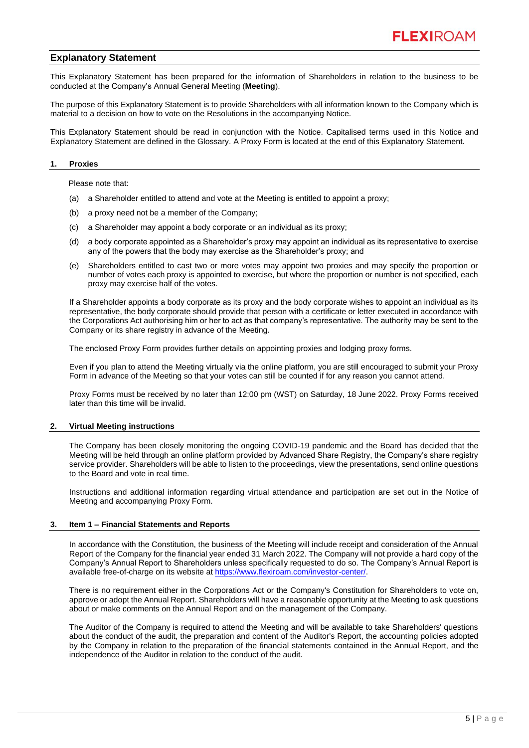## Explanatory Statement

This Explanatory Statement has been prepared for the information of Shareholders in relation to the business to be conducted at the Company's Annual General Meeting (**Meeting**).

The purpose of this Explanatory Statement is to provide Shareholders with all information known to the Company which is material to a decision on how to vote on the Resolutions in the accompanying Notice.

This Explanatory Statement should be read in conjunction with the Notice. Capitalised terms used in this Notice and Explanatory Statement are defined in the Glossary. A Proxy Form is located at the end of this Explanatory Statement.

### 1. Proxies

Please note that:

(a) a Shareholder entitled to attend and vote at the Meeting is entitled to appoint a proxy;

(b) a proxy need not be a member of the Company;

(c) a Shareholder may appoint a body corporate or an individual as its proxy;

(d) a body corporate appointed as a Shareholder's proxy may appoint an individual as its representative to exercise any of the powers that the body may exercise as the Shareholder's proxy; and

(e) Shareholders entitled to cast two or more votes may appoint two proxies and may specify the proportion or number of votes each proxy is appointed to exercise, but where the proportion or number is not specified, each proxy may exercise half of the votes.

If a Shareholder appoints a body corporate as its proxy and the body corporate wishes to appoint an individual as its representative, the body corporate should provide that person with a certificate or letter executed in accordance with the Corporations Act authorising him or her to act as that company's representative. The authority may be sent to the Company or its share registry in advance of the Meeting.

The enclosed Proxy Form provides further details on appointing proxies and lodging proxy forms.

Even if you plan to attend the Meeting virtually via the online platform, you are still encouraged to submit your Proxy Form in advance of the Meeting so that your votes can still be counted if for any reason you cannot attend.

Proxy Forms must be received by no later than 12:00 pm (WST) on Saturday, 18 June 2022. Proxy Forms received later than this time will be invalid.

### 2. Virtual Meeting instructions

The Company has been closely monitoring the ongoing COVID-19 pandemic and the Board has decided that the Meeting will be held through an online platform provided by Advanced Share Registry, the Company's share registry service provider. Shareholders will be able to listen to the proceedings, view the presentations, send online questions to the Board and vote in real time.

Instructions and additional information regarding virtual attendance and participation are set out in the Notice of Meeting and accompanying Proxy Form.

### 3. Item 1 – Financial Statements and Reports

In accordance with the Constitution, the business of the Meeting will include receipt and consideration of the Annual Report of the Company for the financial year ended 31 March 2022. The Company will not provide a hard copy of the Company's Annual Report to Shareholders unless specifically requested to do so. The Company's Annual Report is available free-of-charge on its website at https://www.flexiroam.com/investor-center/.

There is no requirement either in the Corporations Act or the Company's Constitution for Shareholders to vote on, approve or adopt the Annual Report. Shareholders will have a reasonable opportunity at the Meeting to ask questions about or make comments on the Annual Report and on the management of the Company.

The Auditor of the Company is required to attend the Meeting and will be available to take Shareholders' questions about the conduct of the audit, the preparation and content of the Auditor's Report, the accounting policies adopted by the Company in relation to the preparation of the financial statements contained in the Annual Report, and the independence of the Auditor in relation to the conduct of the audit.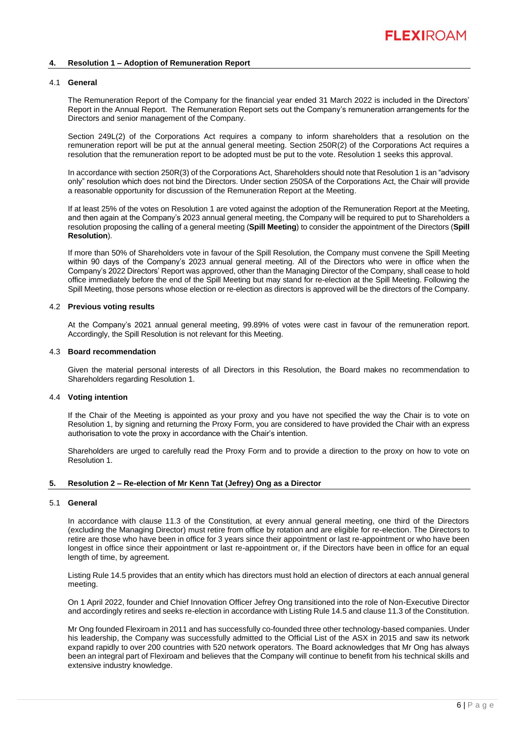## 4. Resolution 1 – Adoption of Remuneration Report

### 4.1 General

The Remuneration Report of the Company for the financial year ended 31 March 2022 is included in the Directors' Report in the Annual Report. The Remuneration Report sets out the Company's remuneration arrangements for the Directors and senior management of the Company.

Section 249L(2) of the Corporations Act requires a company to inform shareholders that a resolution on the remuneration report will be put at the annual general meeting. Section 250R(2) of the Corporations Act requires a resolution that the remuneration report to be adopted must be put to the vote. Resolution 1 seeks this approval.

In accordance with section 250R(3) of the Corporations Act, Shareholders should note that Resolution 1 is an "advisory only" resolution which does not bind the Directors. Under section 250SA of the Corporations Act, the Chair will provide a reasonable opportunity for discussion of the Remuneration Report at the Meeting.

If at least 25% of the votes on Resolution 1 are voted against the adoption of the Remuneration Report at the Meeting, and then again at the Company's 2023 annual general meeting, the Company will be required to put to Shareholders a resolution proposing the calling of a general meeting (**Spill Meeting**) to consider the appointment of the Directors (**Spill Resolution**).

If more than 50% of Shareholders vote in favour of the Spill Resolution, the Company must convene the Spill Meeting within 90 days of the Company's 2023 annual general meeting. All of the Directors who were in office when the Company's 2022 Directors' Report was approved, other than the Managing Director of the Company, shall cease to hold office immediately before the end of the Spill Meeting but may stand for re-election at the Spill Meeting. Following the Spill Meeting, those persons whose election or re-election as directors is approved will be the directors of the Company.

### 4.2 Previous voting results

At the Company's 2021 annual general meeting, 99.89% of votes were cast in favour of the remuneration report. Accordingly, the Spill Resolution is not relevant for this Meeting.

### 4.3 Board recommendation

Given the material personal interests of all Directors in this Resolution, the Board makes no recommendation to Shareholders regarding Resolution 1.

### 4.4 Voting intention

If the Chair of the Meeting is appointed as your proxy and you have not specified the way the Chair is to vote on Resolution 1, by signing and returning the Proxy Form, you are considered to have provided the Chair with an express authorisation to vote the proxy in accordance with the Chair's intention.

Shareholders are urged to carefully read the Proxy Form and to provide a direction to the proxy on how to vote on Resolution 1.

## 5. Resolution 2 – Re-election of Mr Kenn Tat (Jefrey) Ong as a Director

### 5.1 General

In accordance with clause 11.3 of the Constitution, at every annual general meeting, one third of the Directors (excluding the Managing Director) must retire from office by rotation and are eligible for re-election. The Directors to retire are those who have been in office for 3 years since their appointment or last re-appointment or who have been longest in office since their appointment or last re-appointment or, if the Directors have been in office for an equal length of time, by agreement.

Listing Rule 14.5 provides that an entity which has directors must hold an election of directors at each annual general meeting.

On 1 April 2022, founder and Chief Innovation Officer Jefrey Ong transitioned into the role of Non-Executive Director and accordingly retires and seeks re-election in accordance with Listing Rule 14.5 and clause 11.3 of the Constitution.

Mr Ong founded Flexiroam in 2011 and has successfully co-founded three other technology-based companies. Under his leadership, the Company was successfully admitted to the Official List of the ASX in 2015 and saw its network expand rapidly to over 200 countries with 520 network operators. The Board acknowledges that Mr Ong has always been an integral part of Flexiroam and believes that the Company will continue to benefit from his technical skills and extensive industry knowledge.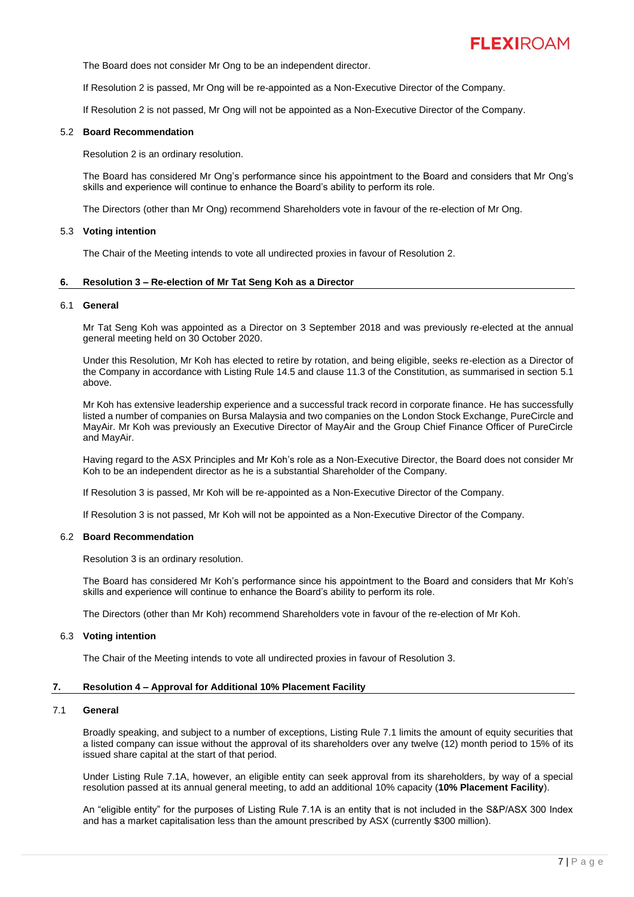The Board does not consider Mr Ong to be an independent director.

If Resolution 2 is passed, Mr Ong will be re-appointed as a Non-Executive Director of the Company.

If Resolution 2 is not passed, Mr Ong will not be appointed as a Non-Executive Director of the Company.

### 5.2 Board Recommendation

Resolution 2 is an ordinary resolution.

The Board has considered Mr Ong's performance since his appointment to the Board and considers that Mr Ong's skills and experience will continue to enhance the Board's ability to perform its role.

The Directors (other than Mr Ong) recommend Shareholders vote in favour of the re-election of Mr Ong.

### 5.3 Voting intention

The Chair of the Meeting intends to vote all undirected proxies in favour of Resolution 2.

## 6. Resolution 3 – Re-election of Mr Tat Seng Koh as a Director

### 6.1 General

Mr Tat Seng Koh was appointed as a Director on 3 September 2018 and was previously re-elected at the annual general meeting held on 30 October 2020.

Under this Resolution, Mr Koh has elected to retire by rotation, and being eligible, seeks re-election as a Director of the Company in accordance with Listing Rule 14.5 and clause 11.3 of the Constitution, as summarised in section 5.1 above.

Mr Koh has extensive leadership experience and a successful track record in corporate finance. He has successfully listed a number of companies on Bursa Malaysia and two companies on the London Stock Exchange, PureCircle and MayAir. Mr Koh was previously an Executive Director of MayAir and the Group Chief Finance Officer of PureCircle and MayAir.

Having regard to the ASX Principles and Mr Koh's role as a Non-Executive Director, the Board does not consider Mr Koh to be an independent director as he is a substantial Shareholder of the Company.

If Resolution 3 is passed, Mr Koh will be re-appointed as a Non-Executive Director of the Company.

If Resolution 3 is not passed, Mr Koh will not be appointed as a Non-Executive Director of the Company.

### 6.2 Board Recommendation

Resolution 3 is an ordinary resolution.

The Board has considered Mr Koh's performance since his appointment to the Board and considers that Mr Koh's skills and experience will continue to enhance the Board's ability to perform its role.

The Directors (other than Mr Koh) recommend Shareholders vote in favour of the re-election of Mr Koh.

### 6.3 Voting intention

The Chair of the Meeting intends to vote all undirected proxies in favour of Resolution 3.

## 7. Resolution 4 – Approval for Additional 10% Placement Facility

### 7.1 General

Broadly speaking, and subject to a number of exceptions, Listing Rule 7.1 limits the amount of equity securities that a listed company can issue without the approval of its shareholders over any twelve (12) month period to 15% of its issued share capital at the start of that period.

Under Listing Rule 7.1A, however, an eligible entity can seek approval from its shareholders, by way of a special resolution passed at its annual general meeting, to add an additional 10% capacity (**10% Placement Facility**).

An "eligible entity" for the purposes of Listing Rule 7.1A is an entity that is not included in the S&P/ASX 300 Index and has a market capitalisation less than the amount prescribed by ASX (currently $300 million).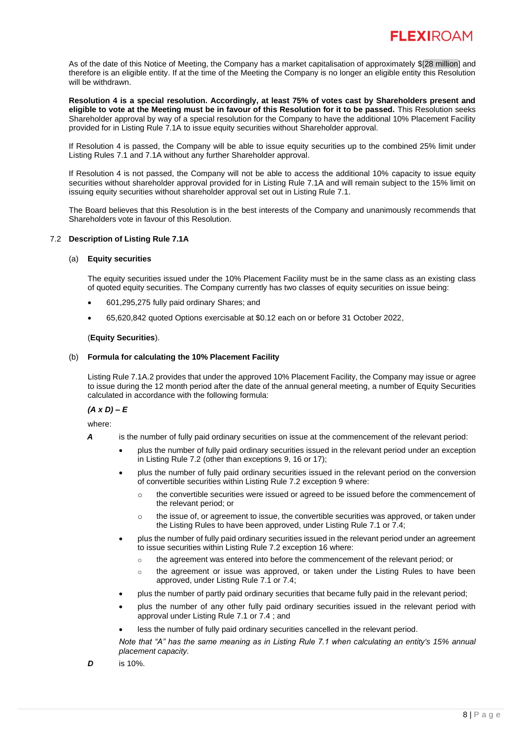As of the date of this Notice of Meeting, the Company has a market capitalisation of approximately $[28 million] and therefore is an eligible entity. If at the time of the Meeting the Company is no longer an eligible entity this Resolution will be withdrawn.

**Resolution 4 is a special resolution. Accordingly, at least 75% of votes cast by Shareholders present and eligible to vote at the Meeting must be in favour of this Resolution for it to be passed.** This Resolution seeks Shareholder approval by way of a special resolution for the Company to have the additional 10% Placement Facility provided for in Listing Rule 7.1A to issue equity securities without Shareholder approval.

If Resolution 4 is passed, the Company will be able to issue equity securities up to the combined 25% limit under Listing Rules 7.1 and 7.1A without any further Shareholder approval.

If Resolution 4 is not passed, the Company will not be able to access the additional 10% capacity to issue equity securities without shareholder approval provided for in Listing Rule 7.1A and will remain subject to the 15% limit on issuing equity securities without shareholder approval set out in Listing Rule 7.1.

The Board believes that this Resolution is in the best interests of the Company and unanimously recommends that Shareholders vote in favour of this Resolution.

### 7.2 Description of Listing Rule 7.1A

#### (a) Equity securities

The equity securities issued under the 10% Placement Facility must be in the same class as an existing class of quoted equity securities. The Company currently has two classes of equity securities on issue being:

- 601,295,275 fully paid ordinary Shares; and
- 65,620,842 quoted Options exercisable at $0.12 each on or before 31 October 2022,

(**Equity Securities**).

#### (b) Formula for calculating the 10% Placement Facility

Listing Rule 7.1A.2 provides that under the approved 10% Placement Facility, the Company may issue or agree to issue during the 12 month period after the date of the annual general meeting, a number of Equity Securities calculated in accordance with the following formula:

***(A x D) – E***

where:

***A*** is the number of fully paid ordinary securities on issue at the commencement of the relevant period:

- plus the number of fully paid ordinary securities issued in the relevant period under an exception in Listing Rule 7.2 (other than exceptions 9, 16 or 17);
- plus the number of fully paid ordinary securities issued in the relevant period on the conversion of convertible securities within Listing Rule 7.2 exception 9 where:
  - the convertible securities were issued or agreed to be issued before the commencement of the relevant period; or
  - the issue of, or agreement to issue, the convertible securities was approved, or taken under the Listing Rules to have been approved, under Listing Rule 7.1 or 7.4;
- plus the number of fully paid ordinary securities issued in the relevant period under an agreement to issue securities within Listing Rule 7.2 exception 16 where:
  - the agreement was entered into before the commencement of the relevant period; or
  - the agreement or issue was approved, or taken under the Listing Rules to have been approved, under Listing Rule 7.1 or 7.4;
- plus the number of partly paid ordinary securities that became fully paid in the relevant period;
- plus the number of any other fully paid ordinary securities issued in the relevant period with approval under Listing Rule 7.1 or 7.4 ; and
- less the number of fully paid ordinary securities cancelled in the relevant period.

*Note that "A" has the same meaning as in Listing Rule 7.1 when calculating an entity's 15% annual placement capacity.*

***D*** is 10%.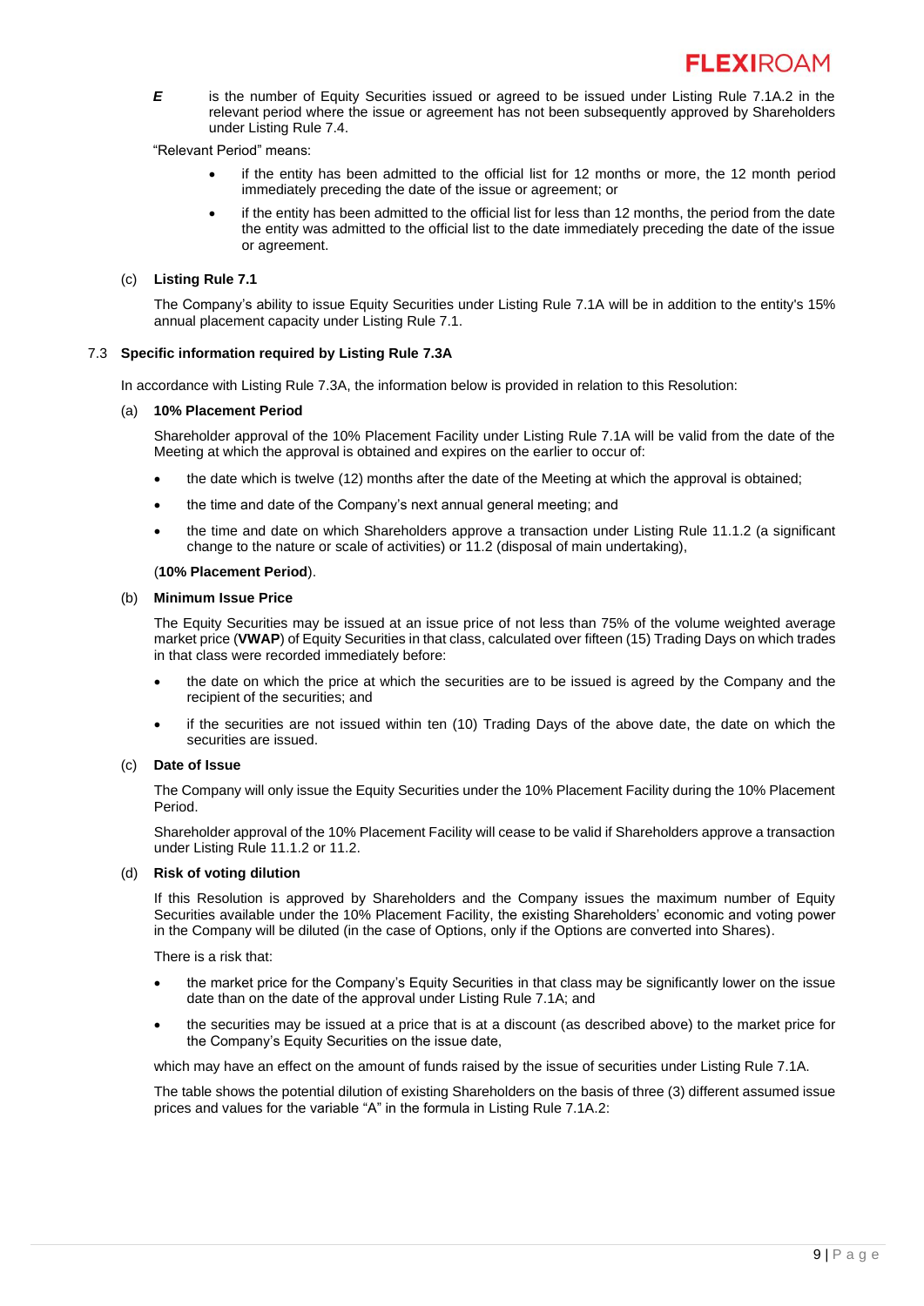***E*** is the number of Equity Securities issued or agreed to be issued under Listing Rule 7.1A.2 in the relevant period where the issue or agreement has not been subsequently approved by Shareholders under Listing Rule 7.4.

"Relevant Period" means:

- if the entity has been admitted to the official list for 12 months or more, the 12 month period immediately preceding the date of the issue or agreement; or
- if the entity has been admitted to the official list for less than 12 months, the period from the date the entity was admitted to the official list to the date immediately preceding the date of the issue or agreement.

(c) **Listing Rule 7.1**

The Company's ability to issue Equity Securities under Listing Rule 7.1A will be in addition to the entity's 15% annual placement capacity under Listing Rule 7.1.

### 7.3 Specific information required by Listing Rule 7.3A

In accordance with Listing Rule 7.3A, the information below is provided in relation to this Resolution:

(a) **10% Placement Period**

Shareholder approval of the 10% Placement Facility under Listing Rule 7.1A will be valid from the date of the Meeting at which the approval is obtained and expires on the earlier to occur of:

- the date which is twelve (12) months after the date of the Meeting at which the approval is obtained;
- the time and date of the Company's next annual general meeting; and
- the time and date on which Shareholders approve a transaction under Listing Rule 11.1.2 (a significant change to the nature or scale of activities) or 11.2 (disposal of main undertaking),

(**10% Placement Period**).

(b) **Minimum Issue Price**

The Equity Securities may be issued at an issue price of not less than 75% of the volume weighted average market price (**VWAP**) of Equity Securities in that class, calculated over fifteen (15) Trading Days on which trades in that class were recorded immediately before:

- the date on which the price at which the securities are to be issued is agreed by the Company and the recipient of the securities; and
- if the securities are not issued within ten (10) Trading Days of the above date, the date on which the securities are issued.

(c) **Date of Issue**

The Company will only issue the Equity Securities under the 10% Placement Facility during the 10% Placement Period.

Shareholder approval of the 10% Placement Facility will cease to be valid if Shareholders approve a transaction under Listing Rule 11.1.2 or 11.2.

(d) **Risk of voting dilution**

If this Resolution is approved by Shareholders and the Company issues the maximum number of Equity Securities available under the 10% Placement Facility, the existing Shareholders' economic and voting power in the Company will be diluted (in the case of Options, only if the Options are converted into Shares).

There is a risk that:

- the market price for the Company's Equity Securities in that class may be significantly lower on the issue date than on the date of the approval under Listing Rule 7.1A; and
- the securities may be issued at a price that is at a discount (as described above) to the market price for the Company's Equity Securities on the issue date,

which may have an effect on the amount of funds raised by the issue of securities under Listing Rule 7.1A.

The table shows the potential dilution of existing Shareholders on the basis of three (3) different assumed issue prices and values for the variable "A" in the formula in Listing Rule 7.1A.2: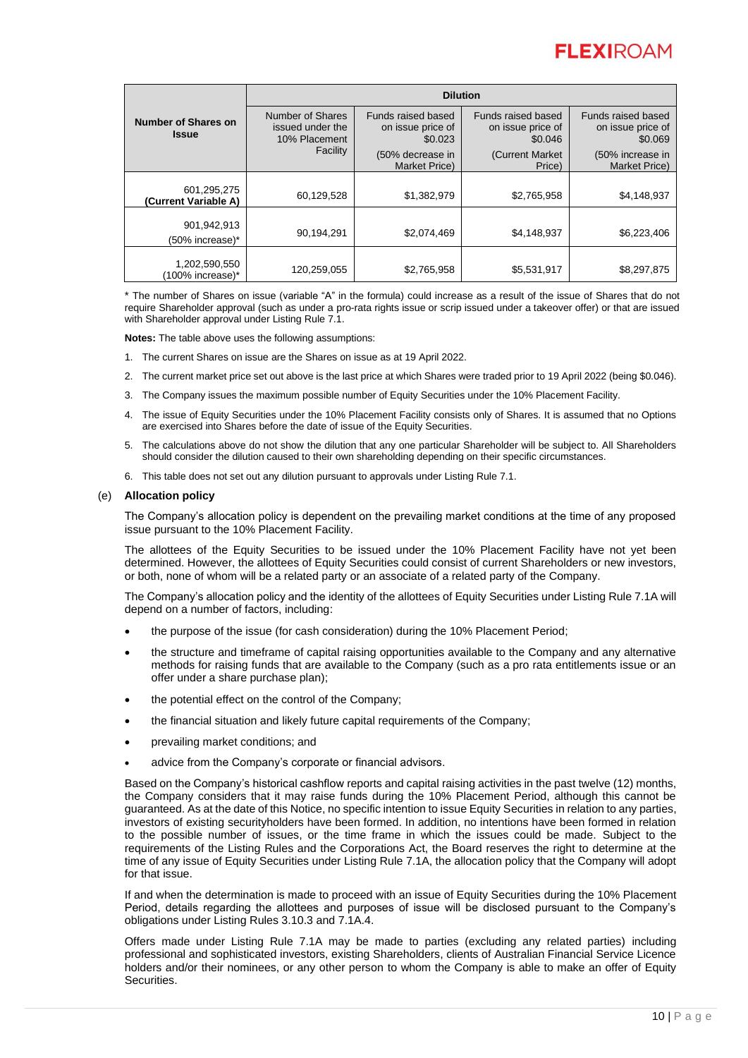| Number of Shares on Issue | Dilution | | | |
|---|---|---|---|---|
| | Number of Shares issued under the 10% Placement Facility | Funds raised based on issue price of $0.023 (50% decrease in Market Price) | Funds raised based on issue price of $0.046 (Current Market Price) | Funds raised based on issue price of $0.069 (50% increase in Market Price) |
| 601,295,275 **(Current Variable A)** | 60,129,528 | $1,382,979 | $2,765,958 | $4,148,937 |
| 901,942,913 (50% increase)* | 90,194,291 | $2,074,469 | $4,148,937 | $6,223,406 |
| 1,202,590,550 (100% increase)* | 120,259,055 | $2,765,958 | $5,531,917 | $8,297,875 |

\* The number of Shares on issue (variable "A" in the formula) could increase as a result of the issue of Shares that do not require Shareholder approval (such as under a pro-rata rights issue or scrip issued under a takeover offer) or that are issued with Shareholder approval under Listing Rule 7.1.

**Notes:** The table above uses the following assumptions:

1. The current Shares on issue are the Shares on issue as at 19 April 2022.
2. The current market price set out above is the last price at which Shares were traded prior to 19 April 2022 (being $0.046).
3. The Company issues the maximum possible number of Equity Securities under the 10% Placement Facility.
4. The issue of Equity Securities under the 10% Placement Facility consists only of Shares. It is assumed that no Options are exercised into Shares before the date of issue of the Equity Securities.
5. The calculations above do not show the dilution that any one particular Shareholder will be subject to. All Shareholders should consider the dilution caused to their own shareholding depending on their specific circumstances.
6. This table does not set out any dilution pursuant to approvals under Listing Rule 7.1.

(e) **Allocation policy**

The Company's allocation policy is dependent on the prevailing market conditions at the time of any proposed issue pursuant to the 10% Placement Facility.

The allottees of the Equity Securities to be issued under the 10% Placement Facility have not yet been determined. However, the allottees of Equity Securities could consist of current Shareholders or new investors, or both, none of whom will be a related party or an associate of a related party of the Company.

The Company's allocation policy and the identity of the allottees of Equity Securities under Listing Rule 7.1A will depend on a number of factors, including:

- the purpose of the issue (for cash consideration) during the 10% Placement Period;
- the structure and timeframe of capital raising opportunities available to the Company and any alternative methods for raising funds that are available to the Company (such as a pro rata entitlements issue or an offer under a share purchase plan);
- the potential effect on the control of the Company;
- the financial situation and likely future capital requirements of the Company;
- prevailing market conditions; and
- advice from the Company's corporate or financial advisors.

Based on the Company's historical cashflow reports and capital raising activities in the past twelve (12) months, the Company considers that it may raise funds during the 10% Placement Period, although this cannot be guaranteed. As at the date of this Notice, no specific intention to issue Equity Securities in relation to any parties, investors of existing securityholders have been formed. In addition, no intentions have been formed in relation to the possible number of issues, or the time frame in which the issues could be made. Subject to the requirements of the Listing Rules and the Corporations Act, the Board reserves the right to determine at the time of any issue of Equity Securities under Listing Rule 7.1A, the allocation policy that the Company will adopt for that issue.

If and when the determination is made to proceed with an issue of Equity Securities during the 10% Placement Period, details regarding the allottees and purposes of issue will be disclosed pursuant to the Company's obligations under Listing Rules 3.10.3 and 7.1A.4.

Offers made under Listing Rule 7.1A may be made to parties (excluding any related parties) including professional and sophisticated investors, existing Shareholders, clients of Australian Financial Service Licence holders and/or their nominees, or any other person to whom the Company is able to make an offer of Equity Securities.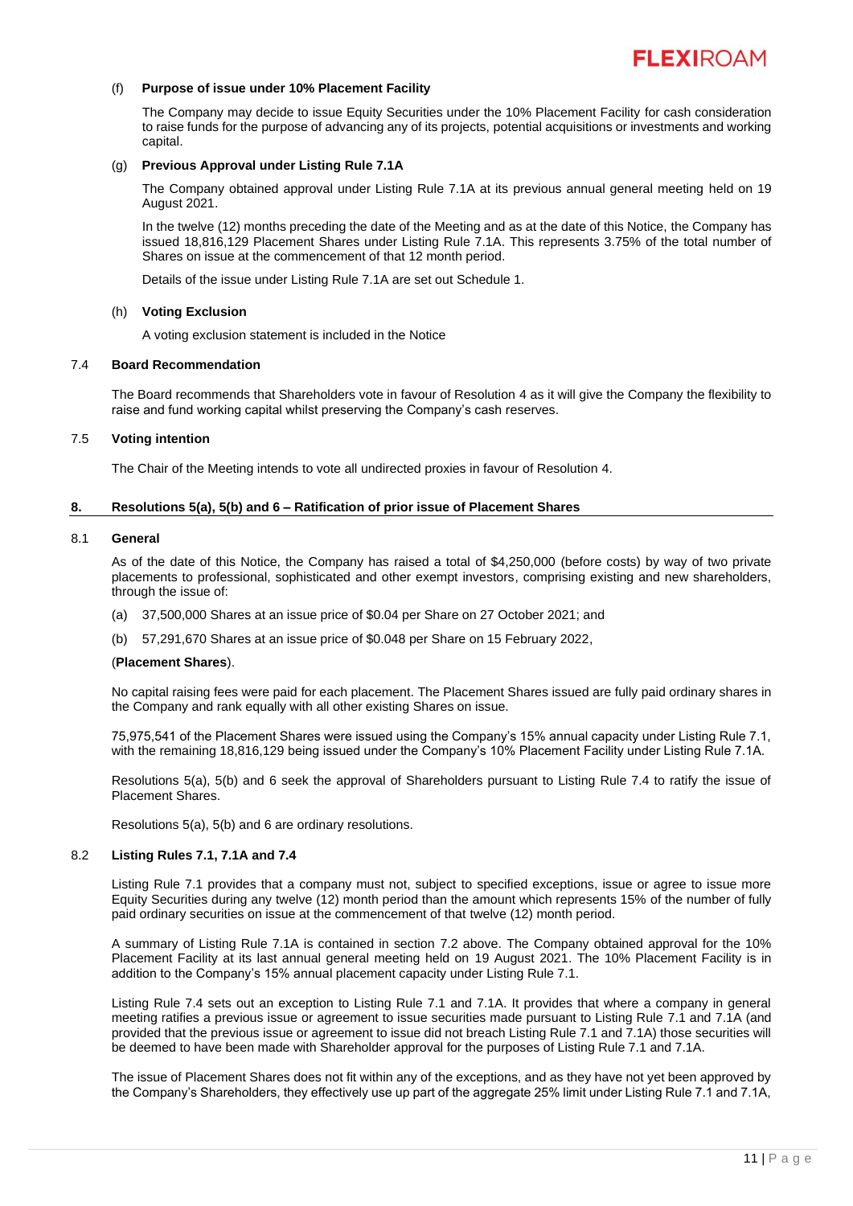(f) **Purpose of issue under 10% Placement Facility**

The Company may decide to issue Equity Securities under the 10% Placement Facility for cash consideration to raise funds for the purpose of advancing any of its projects, potential acquisitions or investments and working capital.

(g) **Previous Approval under Listing Rule 7.1A**

The Company obtained approval under Listing Rule 7.1A at its previous annual general meeting held on 19 August 2021.

In the twelve (12) months preceding the date of the Meeting and as at the date of this Notice, the Company has issued 18,816,129 Placement Shares under Listing Rule 7.1A. This represents 3.75% of the total number of Shares on issue at the commencement of that 12 month period.

Details of the issue under Listing Rule 7.1A are set out Schedule 1.

(h) **Voting Exclusion**

A voting exclusion statement is included in the Notice

### 7.4 Board Recommendation

The Board recommends that Shareholders vote in favour of Resolution 4 as it will give the Company the flexibility to raise and fund working capital whilst preserving the Company's cash reserves.

### 7.5 Voting intention

The Chair of the Meeting intends to vote all undirected proxies in favour of Resolution 4.

## 8. Resolutions 5(a), 5(b) and 6 – Ratification of prior issue of Placement Shares

### 8.1 General

As of the date of this Notice, the Company has raised a total of $4,250,000 (before costs) by way of two private placements to professional, sophisticated and other exempt investors, comprising existing and new shareholders, through the issue of:

(a) 37,500,000 Shares at an issue price of $0.04 per Share on 27 October 2021; and

(b) 57,291,670 Shares at an issue price of $0.048 per Share on 15 February 2022,

(**Placement Shares**).

No capital raising fees were paid for each placement. The Placement Shares issued are fully paid ordinary shares in the Company and rank equally with all other existing Shares on issue.

75,975,541 of the Placement Shares were issued using the Company's 15% annual capacity under Listing Rule 7.1, with the remaining 18,816,129 being issued under the Company's 10% Placement Facility under Listing Rule 7.1A.

Resolutions 5(a), 5(b) and 6 seek the approval of Shareholders pursuant to Listing Rule 7.4 to ratify the issue of Placement Shares.

Resolutions 5(a), 5(b) and 6 are ordinary resolutions.

### 8.2 Listing Rules 7.1, 7.1A and 7.4

Listing Rule 7.1 provides that a company must not, subject to specified exceptions, issue or agree to issue more Equity Securities during any twelve (12) month period than the amount which represents 15% of the number of fully paid ordinary securities on issue at the commencement of that twelve (12) month period.

A summary of Listing Rule 7.1A is contained in section 7.2 above. The Company obtained approval for the 10% Placement Facility at its last annual general meeting held on 19 August 2021. The 10% Placement Facility is in addition to the Company's 15% annual placement capacity under Listing Rule 7.1.

Listing Rule 7.4 sets out an exception to Listing Rule 7.1 and 7.1A. It provides that where a company in general meeting ratifies a previous issue or agreement to issue securities made pursuant to Listing Rule 7.1 and 7.1A (and provided that the previous issue or agreement to issue did not breach Listing Rule 7.1 and 7.1A) those securities will be deemed to have been made with Shareholder approval for the purposes of Listing Rule 7.1 and 7.1A.

The issue of Placement Shares does not fit within any of the exceptions, and as they have not yet been approved by the Company's Shareholders, they effectively use up part of the aggregate 25% limit under Listing Rule 7.1 and 7.1A,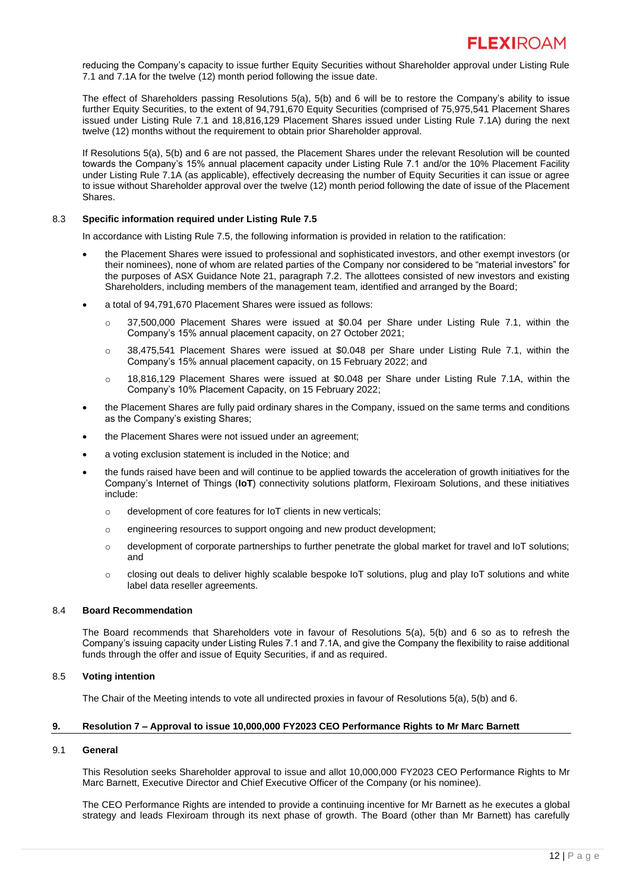reducing the Company's capacity to issue further Equity Securities without Shareholder approval under Listing Rule 7.1 and 7.1A for the twelve (12) month period following the issue date.

The effect of Shareholders passing Resolutions 5(a), 5(b) and 6 will be to restore the Company's ability to issue further Equity Securities, to the extent of 94,791,670 Equity Securities (comprised of 75,975,541 Placement Shares issued under Listing Rule 7.1 and 18,816,129 Placement Shares issued under Listing Rule 7.1A) during the next twelve (12) months without the requirement to obtain prior Shareholder approval.

If Resolutions 5(a), 5(b) and 6 are not passed, the Placement Shares under the relevant Resolution will be counted towards the Company's 15% annual placement capacity under Listing Rule 7.1 and/or the 10% Placement Facility under Listing Rule 7.1A (as applicable), effectively decreasing the number of Equity Securities it can issue or agree to issue without Shareholder approval over the twelve (12) month period following the date of issue of the Placement Shares.

### 8.3 Specific information required under Listing Rule 7.5

In accordance with Listing Rule 7.5, the following information is provided in relation to the ratification:

- the Placement Shares were issued to professional and sophisticated investors, and other exempt investors (or their nominees), none of whom are related parties of the Company nor considered to be "material investors" for the purposes of ASX Guidance Note 21, paragraph 7.2. The allottees consisted of new investors and existing Shareholders, including members of the management team, identified and arranged by the Board;
- a total of 94,791,670 Placement Shares were issued as follows:
  - 37,500,000 Placement Shares were issued at $0.04 per Share under Listing Rule 7.1, within the Company's 15% annual placement capacity, on 27 October 2021;
  - 38,475,541 Placement Shares were issued at $0.048 per Share under Listing Rule 7.1, within the Company's 15% annual placement capacity, on 15 February 2022; and
  - 18,816,129 Placement Shares were issued at $0.048 per Share under Listing Rule 7.1A, within the Company's 10% Placement Capacity, on 15 February 2022;
- the Placement Shares are fully paid ordinary shares in the Company, issued on the same terms and conditions as the Company's existing Shares;
- the Placement Shares were not issued under an agreement;
- a voting exclusion statement is included in the Notice; and
- the funds raised have been and will continue to be applied towards the acceleration of growth initiatives for the Company's Internet of Things (**IoT**) connectivity solutions platform, Flexiroam Solutions, and these initiatives include:
  - development of core features for IoT clients in new verticals;
  - engineering resources to support ongoing and new product development;
  - development of corporate partnerships to further penetrate the global market for travel and IoT solutions; and
  - closing out deals to deliver highly scalable bespoke IoT solutions, plug and play IoT solutions and white label data reseller agreements.

### 8.4 Board Recommendation

The Board recommends that Shareholders vote in favour of Resolutions 5(a), 5(b) and 6 so as to refresh the Company's issuing capacity under Listing Rules 7.1 and 7.1A, and give the Company the flexibility to raise additional funds through the offer and issue of Equity Securities, if and as required.

### 8.5 Voting intention

The Chair of the Meeting intends to vote all undirected proxies in favour of Resolutions 5(a), 5(b) and 6.

## 9. Resolution 7 – Approval to issue 10,000,000 FY2023 CEO Performance Rights to Mr Marc Barnett

### 9.1 General

This Resolution seeks Shareholder approval to issue and allot 10,000,000 FY2023 CEO Performance Rights to Mr Marc Barnett, Executive Director and Chief Executive Officer of the Company (or his nominee).

The CEO Performance Rights are intended to provide a continuing incentive for Mr Barnett as he executes a global strategy and leads Flexiroam through its next phase of growth. The Board (other than Mr Barnett) has carefully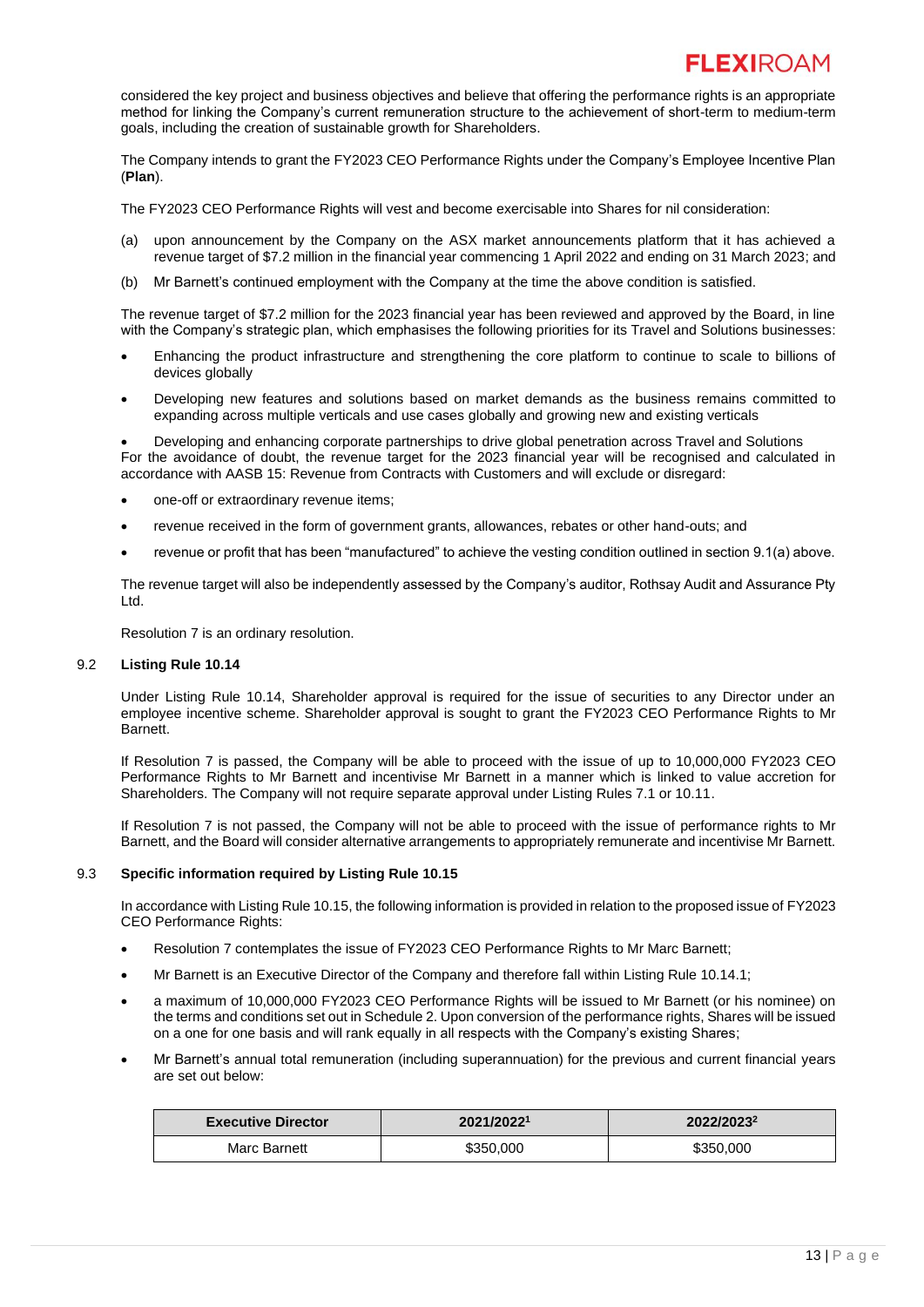considered the key project and business objectives and believe that offering the performance rights is an appropriate method for linking the Company's current remuneration structure to the achievement of short-term to medium-term goals, including the creation of sustainable growth for Shareholders.

The Company intends to grant the FY2023 CEO Performance Rights under the Company's Employee Incentive Plan (**Plan**).

The FY2023 CEO Performance Rights will vest and become exercisable into Shares for nil consideration:

(a) upon announcement by the Company on the ASX market announcements platform that it has achieved a revenue target of $7.2 million in the financial year commencing 1 April 2022 and ending on 31 March 2023; and

(b) Mr Barnett's continued employment with the Company at the time the above condition is satisfied.

The revenue target of $7.2 million for the 2023 financial year has been reviewed and approved by the Board, in line with the Company's strategic plan, which emphasises the following priorities for its Travel and Solutions businesses:

- Enhancing the product infrastructure and strengthening the core platform to continue to scale to billions of devices globally
- Developing new features and solutions based on market demands as the business remains committed to expanding across multiple verticals and use cases globally and growing new and existing verticals
- Developing and enhancing corporate partnerships to drive global penetration across Travel and Solutions

For the avoidance of doubt, the revenue target for the 2023 financial year will be recognised and calculated in accordance with AASB 15: Revenue from Contracts with Customers and will exclude or disregard:

- one-off or extraordinary revenue items;
- revenue received in the form of government grants, allowances, rebates or other hand-outs; and
- revenue or profit that has been "manufactured" to achieve the vesting condition outlined in section 9.1(a) above.

The revenue target will also be independently assessed by the Company's auditor, Rothsay Audit and Assurance Pty Ltd.

Resolution 7 is an ordinary resolution.

### 9.2 Listing Rule 10.14

Under Listing Rule 10.14, Shareholder approval is required for the issue of securities to any Director under an employee incentive scheme. Shareholder approval is sought to grant the FY2023 CEO Performance Rights to Mr Barnett.

If Resolution 7 is passed, the Company will be able to proceed with the issue of up to 10,000,000 FY2023 CEO Performance Rights to Mr Barnett and incentivise Mr Barnett in a manner which is linked to value accretion for Shareholders. The Company will not require separate approval under Listing Rules 7.1 or 10.11.

If Resolution 7 is not passed, the Company will not be able to proceed with the issue of performance rights to Mr Barnett, and the Board will consider alternative arrangements to appropriately remunerate and incentivise Mr Barnett.

### 9.3 Specific information required by Listing Rule 10.15

In accordance with Listing Rule 10.15, the following information is provided in relation to the proposed issue of FY2023 CEO Performance Rights:

- Resolution 7 contemplates the issue of FY2023 CEO Performance Rights to Mr Marc Barnett;
- Mr Barnett is an Executive Director of the Company and therefore fall within Listing Rule 10.14.1;
- a maximum of 10,000,000 FY2023 CEO Performance Rights will be issued to Mr Barnett (or his nominee) on the terms and conditions set out in Schedule 2. Upon conversion of the performance rights, Shares will be issued on a one for one basis and will rank equally in all respects with the Company's existing Shares;
- Mr Barnett's annual total remuneration (including superannuation) for the previous and current financial years are set out below:

| Executive Director | 2021/2022[1] | 2022/2023[2] |
|---|---|---|
| Marc Barnett | $350,000 | $350,000 |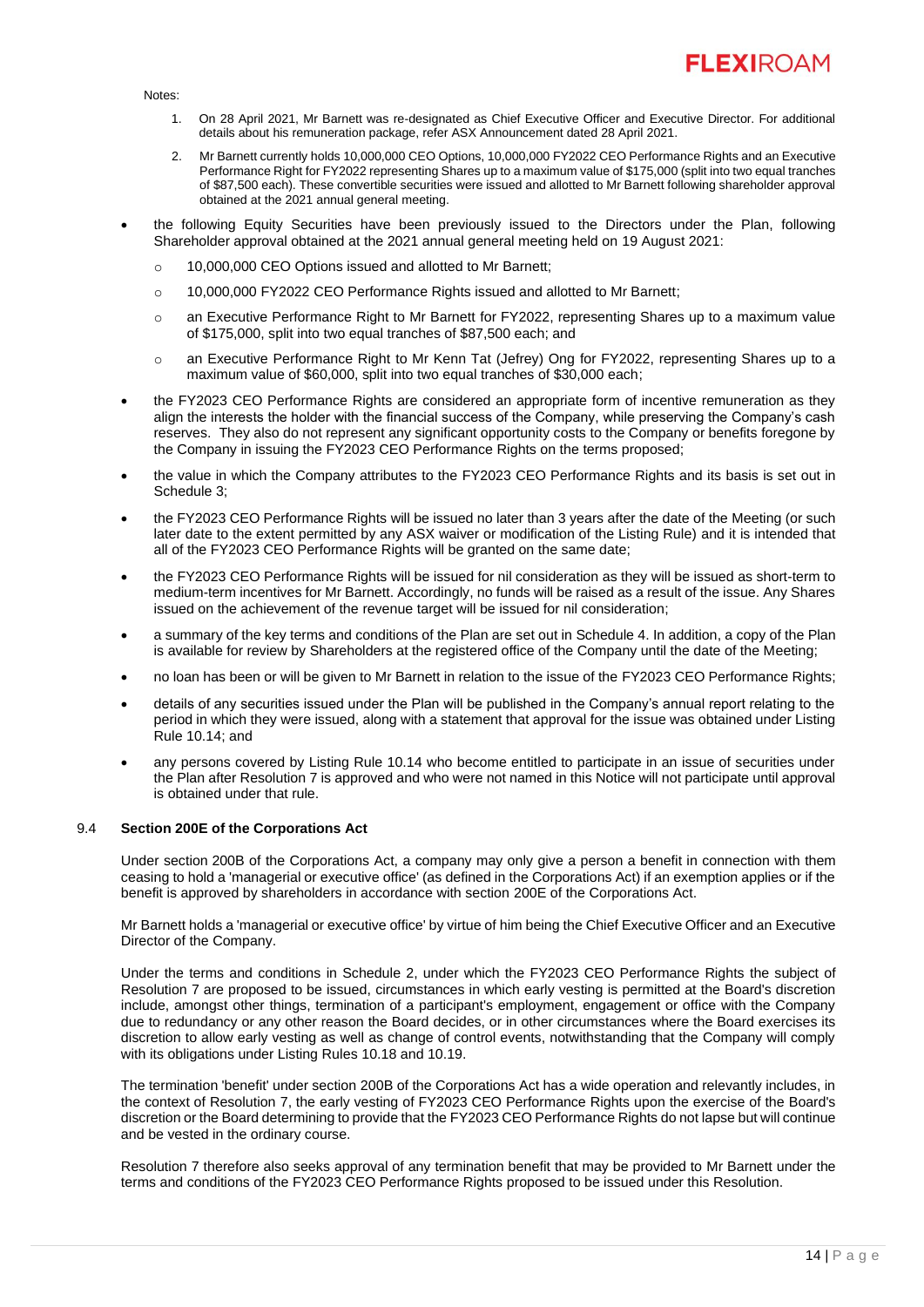Notes:

1. On 28 April 2021, Mr Barnett was re-designated as Chief Executive Officer and Executive Director. For additional details about his remuneration package, refer ASX Announcement dated 28 April 2021.
2. Mr Barnett currently holds 10,000,000 CEO Options, 10,000,000 FY2022 CEO Performance Rights and an Executive Performance Right for FY2022 representing Shares up to a maximum value of $175,000 (split into two equal tranches of $87,500 each). These convertible securities were issued and allotted to Mr Barnett following shareholder approval obtained at the 2021 annual general meeting.

- the following Equity Securities have been previously issued to the Directors under the Plan, following Shareholder approval obtained at the 2021 annual general meeting held on 19 August 2021:
  - 10,000,000 CEO Options issued and allotted to Mr Barnett;
  - 10,000,000 FY2022 CEO Performance Rights issued and allotted to Mr Barnett;
  - an Executive Performance Right to Mr Barnett for FY2022, representing Shares up to a maximum value of $175,000, split into two equal tranches of $87,500 each; and
  - an Executive Performance Right to Mr Kenn Tat (Jefrey) Ong for FY2022, representing Shares up to a maximum value of $60,000, split into two equal tranches of $30,000 each;
- the FY2023 CEO Performance Rights are considered an appropriate form of incentive remuneration as they align the interests the holder with the financial success of the Company, while preserving the Company's cash reserves. They also do not represent any significant opportunity costs to the Company or benefits foregone by the Company in issuing the FY2023 CEO Performance Rights on the terms proposed;
- the value in which the Company attributes to the FY2023 CEO Performance Rights and its basis is set out in Schedule 3;
- the FY2023 CEO Performance Rights will be issued no later than 3 years after the date of the Meeting (or such later date to the extent permitted by any ASX waiver or modification of the Listing Rule) and it is intended that all of the FY2023 CEO Performance Rights will be granted on the same date;
- the FY2023 CEO Performance Rights will be issued for nil consideration as they will be issued as short-term to medium-term incentives for Mr Barnett. Accordingly, no funds will be raised as a result of the issue. Any Shares issued on the achievement of the revenue target will be issued for nil consideration;
- a summary of the key terms and conditions of the Plan are set out in Schedule 4. In addition, a copy of the Plan is available for review by Shareholders at the registered office of the Company until the date of the Meeting;
- no loan has been or will be given to Mr Barnett in relation to the issue of the FY2023 CEO Performance Rights;
- details of any securities issued under the Plan will be published in the Company's annual report relating to the period in which they were issued, along with a statement that approval for the issue was obtained under Listing Rule 10.14; and
- any persons covered by Listing Rule 10.14 who become entitled to participate in an issue of securities under the Plan after Resolution 7 is approved and who were not named in this Notice will not participate until approval is obtained under that rule.

### 9.4 Section 200E of the Corporations Act

Under section 200B of the Corporations Act, a company may only give a person a benefit in connection with them ceasing to hold a 'managerial or executive office' (as defined in the Corporations Act) if an exemption applies or if the benefit is approved by shareholders in accordance with section 200E of the Corporations Act.

Mr Barnett holds a 'managerial or executive office' by virtue of him being the Chief Executive Officer and an Executive Director of the Company.

Under the terms and conditions in Schedule 2, under which the FY2023 CEO Performance Rights the subject of Resolution 7 are proposed to be issued, circumstances in which early vesting is permitted at the Board's discretion include, amongst other things, termination of a participant's employment, engagement or office with the Company due to redundancy or any other reason the Board decides, or in other circumstances where the Board exercises its discretion to allow early vesting as well as change of control events, notwithstanding that the Company will comply with its obligations under Listing Rules 10.18 and 10.19.

The termination 'benefit' under section 200B of the Corporations Act has a wide operation and relevantly includes, in the context of Resolution 7, the early vesting of FY2023 CEO Performance Rights upon the exercise of the Board's discretion or the Board determining to provide that the FY2023 CEO Performance Rights do not lapse but will continue and be vested in the ordinary course.

Resolution 7 therefore also seeks approval of any termination benefit that may be provided to Mr Barnett under the terms and conditions of the FY2023 CEO Performance Rights proposed to be issued under this Resolution.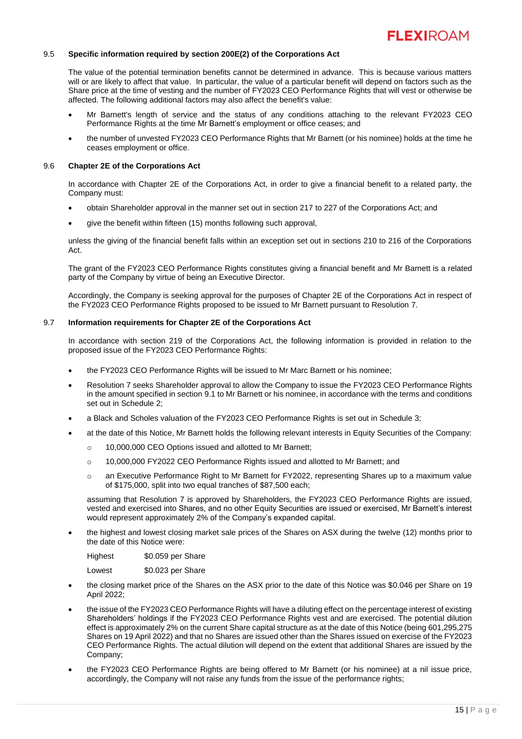### 9.5 Specific information required by section 200E(2) of the Corporations Act

The value of the potential termination benefits cannot be determined in advance. This is because various matters will or are likely to affect that value. In particular, the value of a particular benefit will depend on factors such as the Share price at the time of vesting and the number of FY2023 CEO Performance Rights that will vest or otherwise be affected. The following additional factors may also affect the benefit's value:

- Mr Barnett's length of service and the status of any conditions attaching to the relevant FY2023 CEO Performance Rights at the time Mr Barnett's employment or office ceases; and
- the number of unvested FY2023 CEO Performance Rights that Mr Barnett (or his nominee) holds at the time he ceases employment or office.

### 9.6 Chapter 2E of the Corporations Act

In accordance with Chapter 2E of the Corporations Act, in order to give a financial benefit to a related party, the Company must:

- obtain Shareholder approval in the manner set out in section 217 to 227 of the Corporations Act; and
- give the benefit within fifteen (15) months following such approval,

unless the giving of the financial benefit falls within an exception set out in sections 210 to 216 of the Corporations Act.

The grant of the FY2023 CEO Performance Rights constitutes giving a financial benefit and Mr Barnett is a related party of the Company by virtue of being an Executive Director.

Accordingly, the Company is seeking approval for the purposes of Chapter 2E of the Corporations Act in respect of the FY2023 CEO Performance Rights proposed to be issued to Mr Barnett pursuant to Resolution 7.

### 9.7 Information requirements for Chapter 2E of the Corporations Act

In accordance with section 219 of the Corporations Act, the following information is provided in relation to the proposed issue of the FY2023 CEO Performance Rights:

- the FY2023 CEO Performance Rights will be issued to Mr Marc Barnett or his nominee;
- Resolution 7 seeks Shareholder approval to allow the Company to issue the FY2023 CEO Performance Rights in the amount specified in section 9.1 to Mr Barnett or his nominee, in accordance with the terms and conditions set out in Schedule 2;
- a Black and Scholes valuation of the FY2023 CEO Performance Rights is set out in Schedule 3;
- at the date of this Notice, Mr Barnett holds the following relevant interests in Equity Securities of the Company:
  - 10,000,000 CEO Options issued and allotted to Mr Barnett;
  - 10,000,000 FY2022 CEO Performance Rights issued and allotted to Mr Barnett; and
  - an Executive Performance Right to Mr Barnett for FY2022, representing Shares up to a maximum value of $175,000, split into two equal tranches of $87,500 each;

  assuming that Resolution 7 is approved by Shareholders, the FY2023 CEO Performance Rights are issued, vested and exercised into Shares, and no other Equity Securities are issued or exercised, Mr Barnett's interest would represent approximately 2% of the Company's expanded capital.
- the highest and lowest closing market sale prices of the Shares on ASX during the twelve (12) months prior to the date of this Notice were:

  Highest $0.059 per Share

  Lowest $0.023 per Share
- the closing market price of the Shares on the ASX prior to the date of this Notice was $0.046 per Share on 19 April 2022;
- the issue of the FY2023 CEO Performance Rights will have a diluting effect on the percentage interest of existing Shareholders' holdings if the FY2023 CEO Performance Rights vest and are exercised. The potential dilution effect is approximately 2% on the current Share capital structure as at the date of this Notice (being 601,295,275 Shares on 19 April 2022) and that no Shares are issued other than the Shares issued on exercise of the FY2023 CEO Performance Rights. The actual dilution will depend on the extent that additional Shares are issued by the Company;
- the FY2023 CEO Performance Rights are being offered to Mr Barnett (or his nominee) at a nil issue price, accordingly, the Company will not raise any funds from the issue of the performance rights;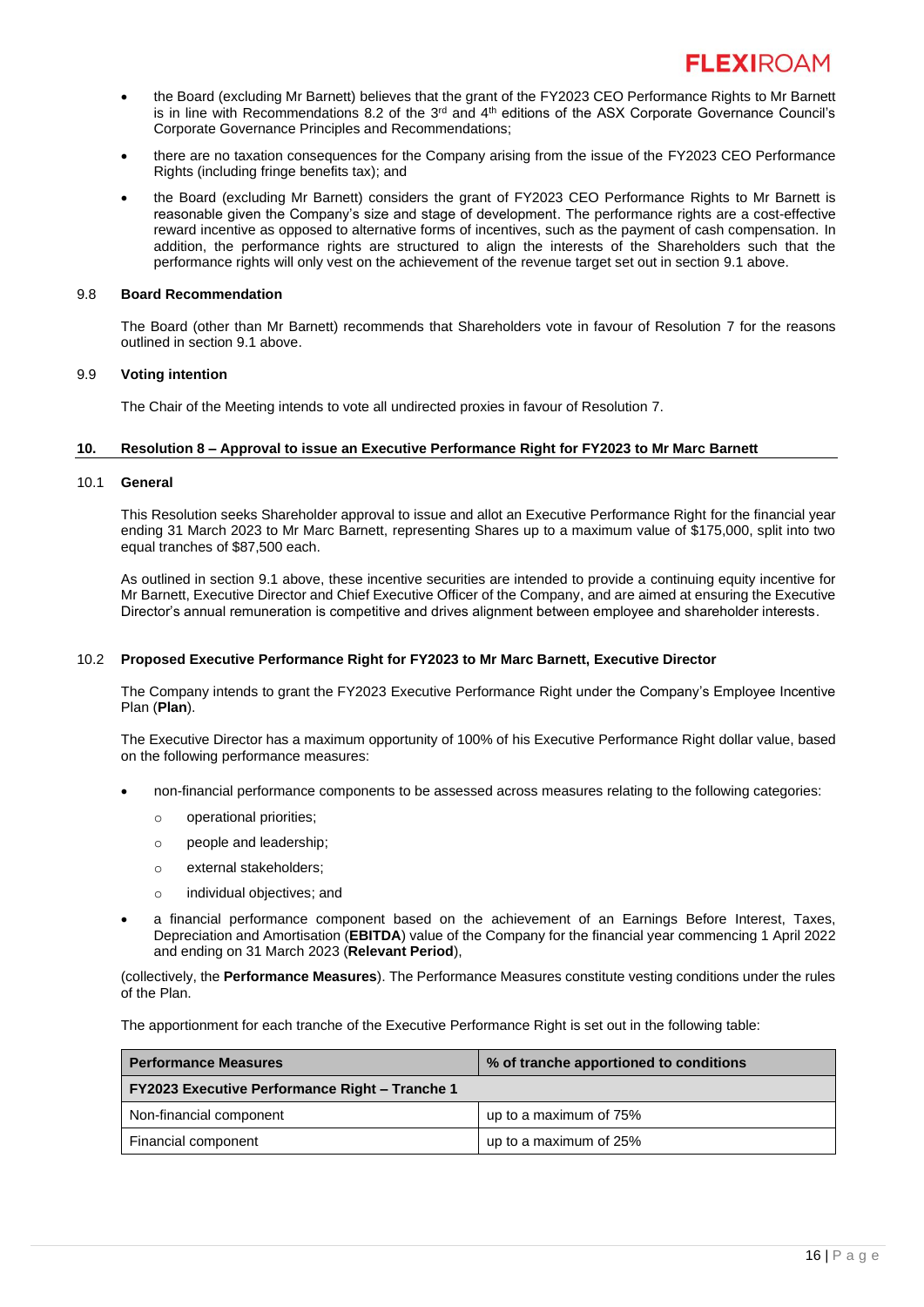- the Board (excluding Mr Barnett) believes that the grant of the FY2023 CEO Performance Rights to Mr Barnett is in line with Recommendations 8.2 of the 3rd and 4th editions of the ASX Corporate Governance Council's Corporate Governance Principles and Recommendations;
- there are no taxation consequences for the Company arising from the issue of the FY2023 CEO Performance Rights (including fringe benefits tax); and
- the Board (excluding Mr Barnett) considers the grant of FY2023 CEO Performance Rights to Mr Barnett is reasonable given the Company's size and stage of development. The performance rights are a cost-effective reward incentive as opposed to alternative forms of incentives, such as the payment of cash compensation. In addition, the performance rights are structured to align the interests of the Shareholders such that the performance rights will only vest on the achievement of the revenue target set out in section 9.1 above.

### 9.8 Board Recommendation

The Board (other than Mr Barnett) recommends that Shareholders vote in favour of Resolution 7 for the reasons outlined in section 9.1 above.

### 9.9 Voting intention

The Chair of the Meeting intends to vote all undirected proxies in favour of Resolution 7.

## 10. Resolution 8 – Approval to issue an Executive Performance Right for FY2023 to Mr Marc Barnett

### 10.1 General

This Resolution seeks Shareholder approval to issue and allot an Executive Performance Right for the financial year ending 31 March 2023 to Mr Marc Barnett, representing Shares up to a maximum value of $175,000, split into two equal tranches of $87,500 each.

As outlined in section 9.1 above, these incentive securities are intended to provide a continuing equity incentive for Mr Barnett, Executive Director and Chief Executive Officer of the Company, and are aimed at ensuring the Executive Director's annual remuneration is competitive and drives alignment between employee and shareholder interests.

### 10.2 Proposed Executive Performance Right for FY2023 to Mr Marc Barnett, Executive Director

The Company intends to grant the FY2023 Executive Performance Right under the Company's Employee Incentive Plan (**Plan**).

The Executive Director has a maximum opportunity of 100% of his Executive Performance Right dollar value, based on the following performance measures:

- non-financial performance components to be assessed across measures relating to the following categories:
  - operational priorities;
  - people and leadership;
  - external stakeholders;
  - individual objectives; and
- a financial performance component based on the achievement of an Earnings Before Interest, Taxes, Depreciation and Amortisation (**EBITDA**) value of the Company for the financial year commencing 1 April 2022 and ending on 31 March 2023 (**Relevant Period**),

(collectively, the **Performance Measures**). The Performance Measures constitute vesting conditions under the rules of the Plan.

The apportionment for each tranche of the Executive Performance Right is set out in the following table:

| Performance Measures | % of tranche apportioned to conditions |
|---|---|
| **FY2023 Executive Performance Right – Tranche 1** | |
| Non-financial component | up to a maximum of 75% |
| Financial component | up to a maximum of 25% |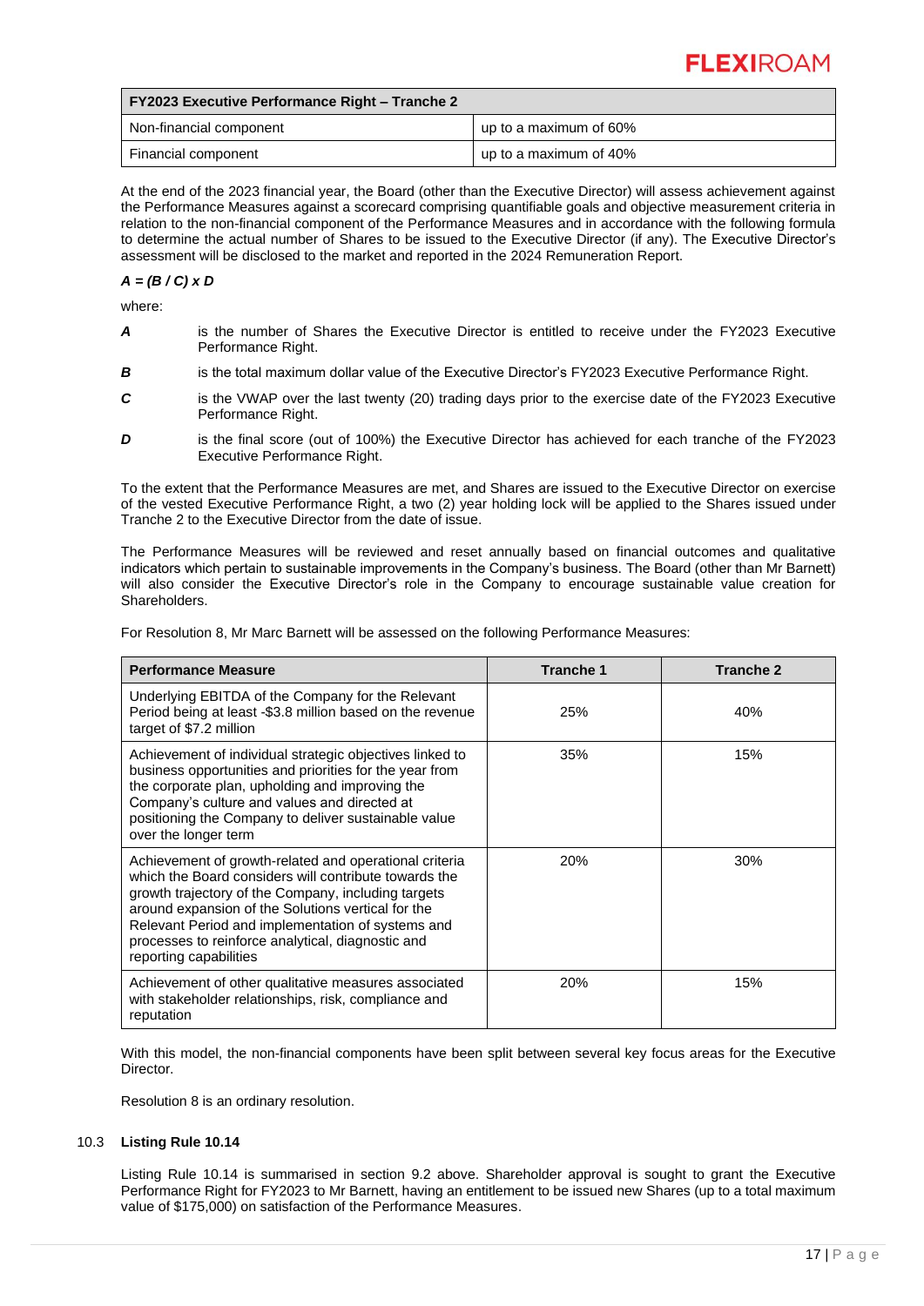| FY2023 Executive Performance Right – Tranche 2 | |
|---|---|
| Non-financial component | up to a maximum of 60% |
| Financial component | up to a maximum of 40% |

At the end of the 2023 financial year, the Board (other than the Executive Director) will assess achievement against the Performance Measures against a scorecard comprising quantifiable goals and objective measurement criteria in relation to the non-financial component of the Performance Measures and in accordance with the following formula to determine the actual number of Shares to be issued to the Executive Director (if any). The Executive Director's assessment will be disclosed to the market and reported in the 2024 Remuneration Report.

***A = (B / C) x D***

where:

***A*** is the number of Shares the Executive Director is entitled to receive under the FY2023 Executive Performance Right.

***B*** is the total maximum dollar value of the Executive Director's FY2023 Executive Performance Right.

***C*** is the VWAP over the last twenty (20) trading days prior to the exercise date of the FY2023 Executive Performance Right.

***D*** is the final score (out of 100%) the Executive Director has achieved for each tranche of the FY2023 Executive Performance Right.

To the extent that the Performance Measures are met, and Shares are issued to the Executive Director on exercise of the vested Executive Performance Right, a two (2) year holding lock will be applied to the Shares issued under Tranche 2 to the Executive Director from the date of issue.

The Performance Measures will be reviewed and reset annually based on financial outcomes and qualitative indicators which pertain to sustainable improvements in the Company's business. The Board (other than Mr Barnett) will also consider the Executive Director's role in the Company to encourage sustainable value creation for Shareholders.

For Resolution 8, Mr Marc Barnett will be assessed on the following Performance Measures:

| Performance Measure | Tranche 1 | Tranche 2 |
|---|---|---|
| Underlying EBITDA of the Company for the Relevant Period being at least -$3.8 million based on the revenue target of $7.2 million | 25% | 40% |
| Achievement of individual strategic objectives linked to business opportunities and priorities for the year from the corporate plan, upholding and improving the Company's culture and values and directed at positioning the Company to deliver sustainable value over the longer term | 35% | 15% |
| Achievement of growth-related and operational criteria which the Board considers will contribute towards the growth trajectory of the Company, including targets around expansion of the Solutions vertical for the Relevant Period and implementation of systems and processes to reinforce analytical, diagnostic and reporting capabilities | 20% | 30% |
| Achievement of other qualitative measures associated with stakeholder relationships, risk, compliance and reputation | 20% | 15% |

With this model, the non-financial components have been split between several key focus areas for the Executive Director.

Resolution 8 is an ordinary resolution.

### 10.3 Listing Rule 10.14

Listing Rule 10.14 is summarised in section 9.2 above. Shareholder approval is sought to grant the Executive Performance Right for FY2023 to Mr Barnett, having an entitlement to be issued new Shares (up to a total maximum value of $175,000) on satisfaction of the Performance Measures.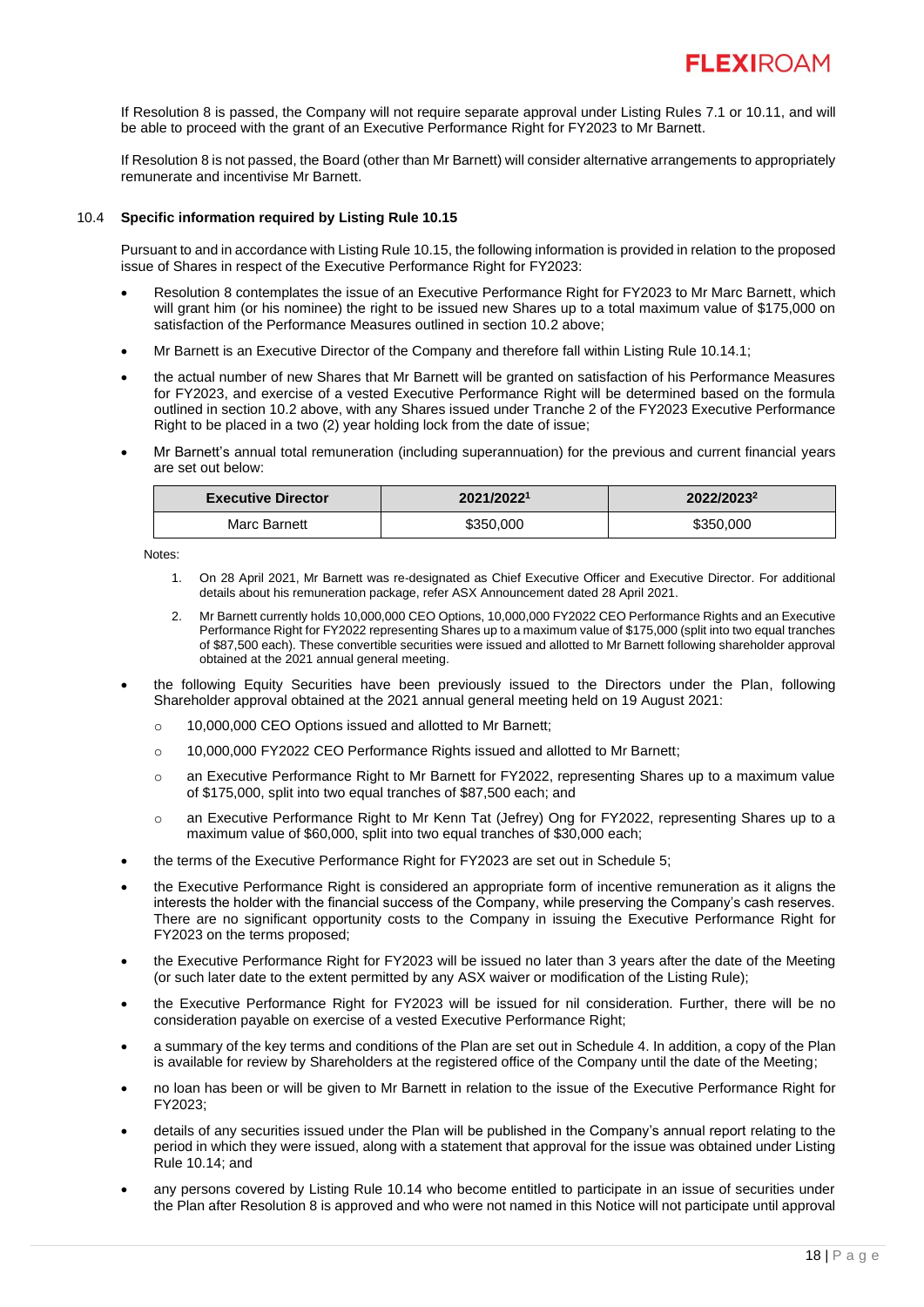If Resolution 8 is passed, the Company will not require separate approval under Listing Rules 7.1 or 10.11, and will be able to proceed with the grant of an Executive Performance Right for FY2023 to Mr Barnett.

If Resolution 8 is not passed, the Board (other than Mr Barnett) will consider alternative arrangements to appropriately remunerate and incentivise Mr Barnett.

### 10.4 Specific information required by Listing Rule 10.15

Pursuant to and in accordance with Listing Rule 10.15, the following information is provided in relation to the proposed issue of Shares in respect of the Executive Performance Right for FY2023:

- Resolution 8 contemplates the issue of an Executive Performance Right for FY2023 to Mr Marc Barnett, which will grant him (or his nominee) the right to be issued new Shares up to a total maximum value of $175,000 on satisfaction of the Performance Measures outlined in section 10.2 above;
- Mr Barnett is an Executive Director of the Company and therefore fall within Listing Rule 10.14.1;
- the actual number of new Shares that Mr Barnett will be granted on satisfaction of his Performance Measures for FY2023, and exercise of a vested Executive Performance Right will be determined based on the formula outlined in section 10.2 above, with any Shares issued under Tranche 2 of the FY2023 Executive Performance Right to be placed in a two (2) year holding lock from the date of issue;
- Mr Barnett's annual total remuneration (including superannuation) for the previous and current financial years are set out below:

| Executive Director | 2021/2022[1] | 2022/2023[2] |
|---|---|---|
| Marc Barnett | $350,000 | $350,000 |

Notes:

1. On 28 April 2021, Mr Barnett was re-designated as Chief Executive Officer and Executive Director. For additional details about his remuneration package, refer ASX Announcement dated 28 April 2021.
2. Mr Barnett currently holds 10,000,000 CEO Options, 10,000,000 FY2022 CEO Performance Rights and an Executive Performance Right for FY2022 representing Shares up to a maximum value of $175,000 (split into two equal tranches of $87,500 each). These convertible securities were issued and allotted to Mr Barnett following shareholder approval obtained at the 2021 annual general meeting.

- the following Equity Securities have been previously issued to the Directors under the Plan, following Shareholder approval obtained at the 2021 annual general meeting held on 19 August 2021:
  - 10,000,000 CEO Options issued and allotted to Mr Barnett;
  - 10,000,000 FY2022 CEO Performance Rights issued and allotted to Mr Barnett;
  - an Executive Performance Right to Mr Barnett for FY2022, representing Shares up to a maximum value of $175,000, split into two equal tranches of $87,500 each; and
  - an Executive Performance Right to Mr Kenn Tat (Jefrey) Ong for FY2022, representing Shares up to a maximum value of $60,000, split into two equal tranches of $30,000 each;
- the terms of the Executive Performance Right for FY2023 are set out in Schedule 5;
- the Executive Performance Right is considered an appropriate form of incentive remuneration as it aligns the interests the holder with the financial success of the Company, while preserving the Company's cash reserves. There are no significant opportunity costs to the Company in issuing the Executive Performance Right for FY2023 on the terms proposed;
- the Executive Performance Right for FY2023 will be issued no later than 3 years after the date of the Meeting (or such later date to the extent permitted by any ASX waiver or modification of the Listing Rule);
- the Executive Performance Right for FY2023 will be issued for nil consideration. Further, there will be no consideration payable on exercise of a vested Executive Performance Right;
- a summary of the key terms and conditions of the Plan are set out in Schedule 4. In addition, a copy of the Plan is available for review by Shareholders at the registered office of the Company until the date of the Meeting;
- no loan has been or will be given to Mr Barnett in relation to the issue of the Executive Performance Right for FY2023;
- details of any securities issued under the Plan will be published in the Company's annual report relating to the period in which they were issued, along with a statement that approval for the issue was obtained under Listing Rule 10.14; and
- any persons covered by Listing Rule 10.14 who become entitled to participate in an issue of securities under the Plan after Resolution 8 is approved and who were not named in this Notice will not participate until approval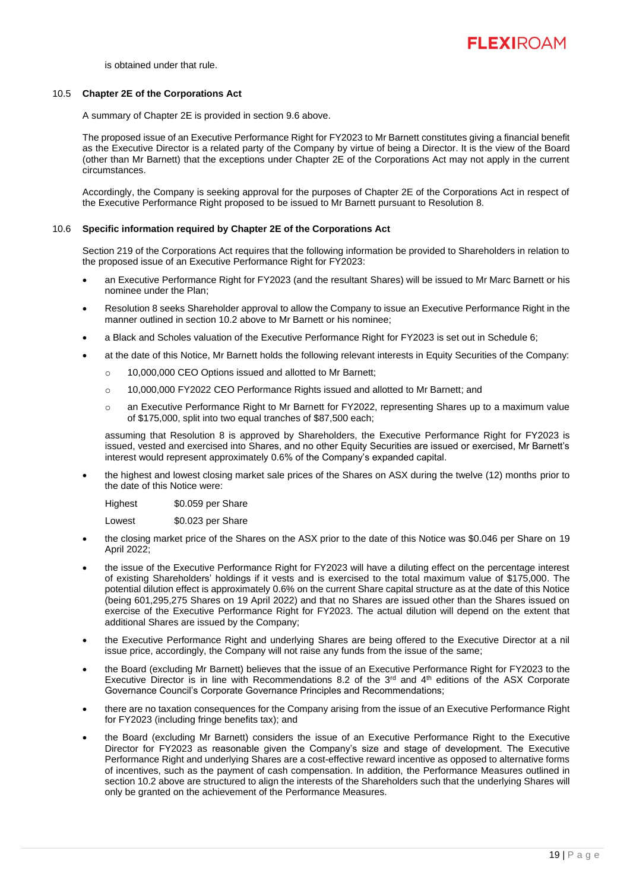is obtained under that rule.

## 10.5 Chapter 2E of the Corporations Act

A summary of Chapter 2E is provided in section 9.6 above.

The proposed issue of an Executive Performance Right for FY2023 to Mr Barnett constitutes giving a financial benefit as the Executive Director is a related party of the Company by virtue of being a Director. It is the view of the Board (other than Mr Barnett) that the exceptions under Chapter 2E of the Corporations Act may not apply in the current circumstances.

Accordingly, the Company is seeking approval for the purposes of Chapter 2E of the Corporations Act in respect of the Executive Performance Right proposed to be issued to Mr Barnett pursuant to Resolution 8.

## 10.6 Specific information required by Chapter 2E of the Corporations Act

Section 219 of the Corporations Act requires that the following information be provided to Shareholders in relation to the proposed issue of an Executive Performance Right for FY2023:

- an Executive Performance Right for FY2023 (and the resultant Shares) will be issued to Mr Marc Barnett or his nominee under the Plan;
- Resolution 8 seeks Shareholder approval to allow the Company to issue an Executive Performance Right in the manner outlined in section 10.2 above to Mr Barnett or his nominee;
- a Black and Scholes valuation of the Executive Performance Right for FY2023 is set out in Schedule 6;
- at the date of this Notice, Mr Barnett holds the following relevant interests in Equity Securities of the Company:
  - 10,000,000 CEO Options issued and allotted to Mr Barnett;
  - 10,000,000 FY2022 CEO Performance Rights issued and allotted to Mr Barnett; and
  - an Executive Performance Right to Mr Barnett for FY2022, representing Shares up to a maximum value of $175,000, split into two equal tranches of $87,500 each;

  assuming that Resolution 8 is approved by Shareholders, the Executive Performance Right for FY2023 is issued, vested and exercised into Shares, and no other Equity Securities are issued or exercised, Mr Barnett's interest would represent approximately 0.6% of the Company's expanded capital.
- the highest and lowest closing market sale prices of the Shares on ASX during the twelve (12) months prior to the date of this Notice were:

  | | |
  |---|---|
  | Highest | $0.059 per Share |
  | Lowest | $0.023 per Share |

- the closing market price of the Shares on the ASX prior to the date of this Notice was $0.046 per Share on 19 April 2022;
- the issue of the Executive Performance Right for FY2023 will have a diluting effect on the percentage interest of existing Shareholders' holdings if it vests and is exercised to the total maximum value of $175,000. The potential dilution effect is approximately 0.6% on the current Share capital structure as at the date of this Notice (being 601,295,275 Shares on 19 April 2022) and that no Shares are issued other than the Shares issued on exercise of the Executive Performance Right for FY2023. The actual dilution will depend on the extent that additional Shares are issued by the Company;
- the Executive Performance Right and underlying Shares are being offered to the Executive Director at a nil issue price, accordingly, the Company will not raise any funds from the issue of the same;
- the Board (excluding Mr Barnett) believes that the issue of an Executive Performance Right for FY2023 to the Executive Director is in line with Recommendations 8.2 of the 3rd and 4th editions of the ASX Corporate Governance Council's Corporate Governance Principles and Recommendations;
- there are no taxation consequences for the Company arising from the issue of an Executive Performance Right for FY2023 (including fringe benefits tax); and
- the Board (excluding Mr Barnett) considers the issue of an Executive Performance Right to the Executive Director for FY2023 as reasonable given the Company's size and stage of development. The Executive Performance Right and underlying Shares are a cost-effective reward incentive as opposed to alternative forms of incentives, such as the payment of cash compensation. In addition, the Performance Measures outlined in section 10.2 above are structured to align the interests of the Shareholders such that the underlying Shares will only be granted on the achievement of the Performance Measures.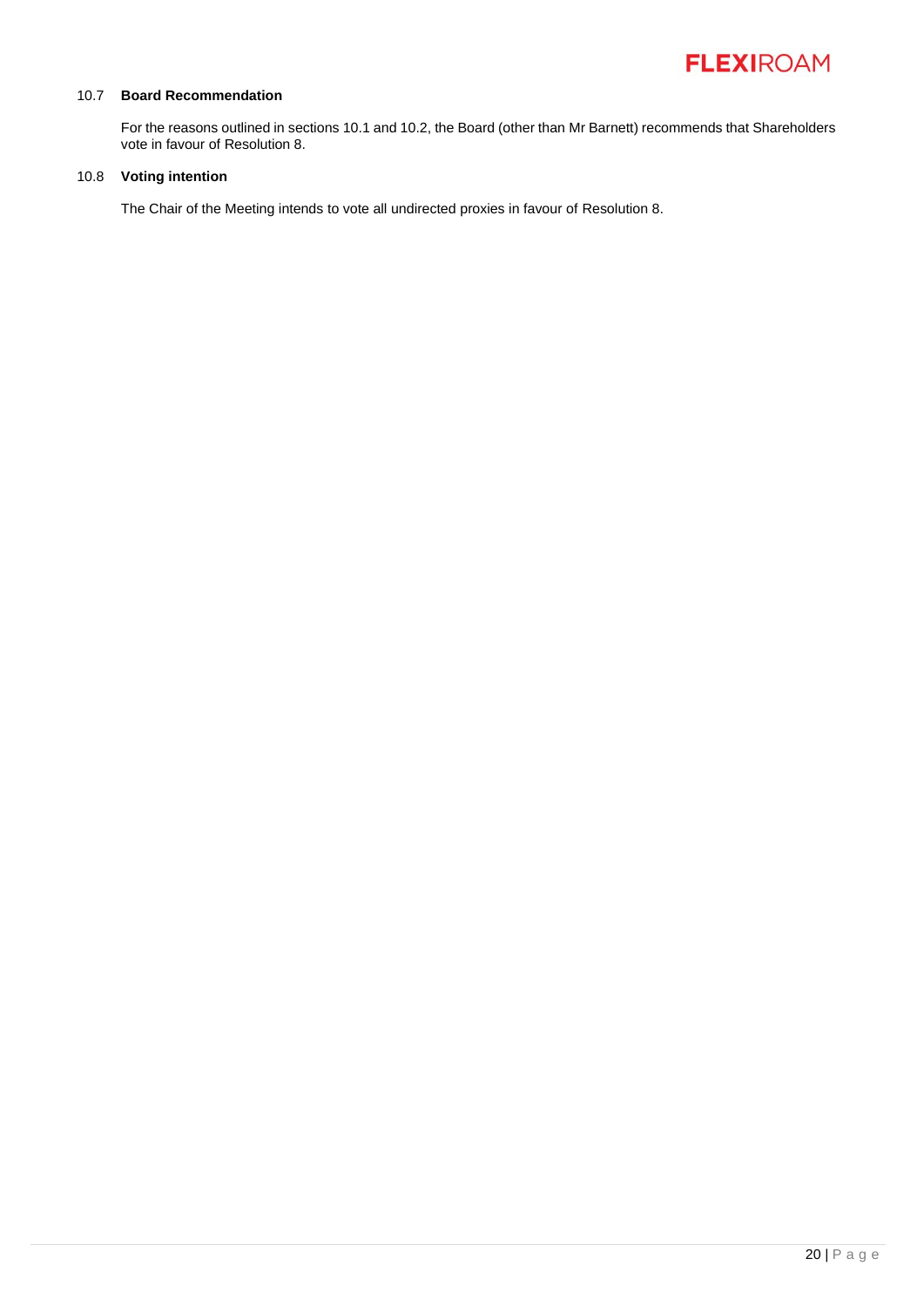### 10.7 **Board Recommendation**

For the reasons outlined in sections 10.1 and 10.2, the Board (other than Mr Barnett) recommends that Shareholders vote in favour of Resolution 8.

### 10.8 **Voting intention**

The Chair of the Meeting intends to vote all undirected proxies in favour of Resolution 8.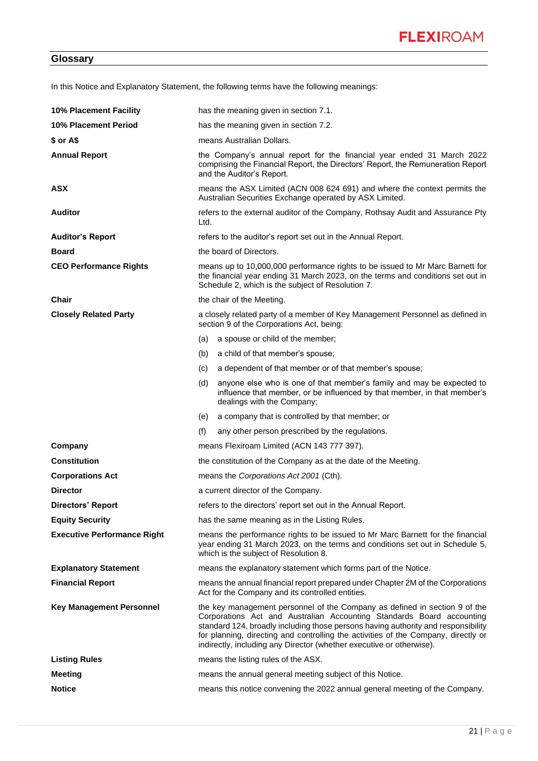## Glossary

In this Notice and Explanatory Statement, the following terms have the following meanings:

**10% Placement Facility** has the meaning given in section 7.1.

**10% Placement Period** has the meaning given in section 7.2.

**$ or A$** means Australian Dollars.

**Annual Report** the Company's annual report for the financial year ended 31 March 2022 comprising the Financial Report, the Directors' Report, the Remuneration Report and the Auditor's Report.

**ASX** means the ASX Limited (ACN 008 624 691) and where the context permits the Australian Securities Exchange operated by ASX Limited.

**Auditor** refers to the external auditor of the Company, Rothsay Audit and Assurance Pty Ltd.

**Auditor's Report** refers to the auditor's report set out in the Annual Report.

**Board** the board of Directors.

**CEO Performance Rights** means up to 10,000,000 performance rights to be issued to Mr Marc Barnett for the financial year ending 31 March 2023, on the terms and conditions set out in Schedule 2, which is the subject of Resolution 7.

**Chair** the chair of the Meeting.

**Closely Related Party** a closely related party of a member of Key Management Personnel as defined in section 9 of the Corporations Act, being:

(a) a spouse or child of the member;

(b) a child of that member's spouse;

(c) a dependent of that member or of that member's spouse;

(d) anyone else who is one of that member's family and may be expected to influence that member, or be influenced by that member, in that member's dealings with the Company;

(e) a company that is controlled by that member; or

(f) any other person prescribed by the regulations.

**Company** means Flexiroam Limited (ACN 143 777 397).

**Constitution** the constitution of the Company as at the date of the Meeting.

**Corporations Act** means the *Corporations Act 2001* (Cth).

**Director** a current director of the Company.

**Directors' Report** refers to the directors' report set out in the Annual Report.

**Equity Security** has the same meaning as in the Listing Rules.

**Executive Performance Right** means the performance rights to be issued to Mr Marc Barnett for the financial year ending 31 March 2023, on the terms and conditions set out in Schedule 5, which is the subject of Resolution 8.

**Explanatory Statement** means the explanatory statement which forms part of the Notice.

**Financial Report** means the annual financial report prepared under Chapter 2M of the Corporations Act for the Company and its controlled entities.

**Key Management Personnel** the key management personnel of the Company as defined in section 9 of the Corporations Act and Australian Accounting Standards Board accounting standard 124, broadly including those persons having authority and responsibility for planning, directing and controlling the activities of the Company, directly or indirectly, including any Director (whether executive or otherwise).

**Listing Rules** means the listing rules of the ASX.

**Meeting** means the annual general meeting subject of this Notice.

**Notice** means this notice convening the 2022 annual general meeting of the Company.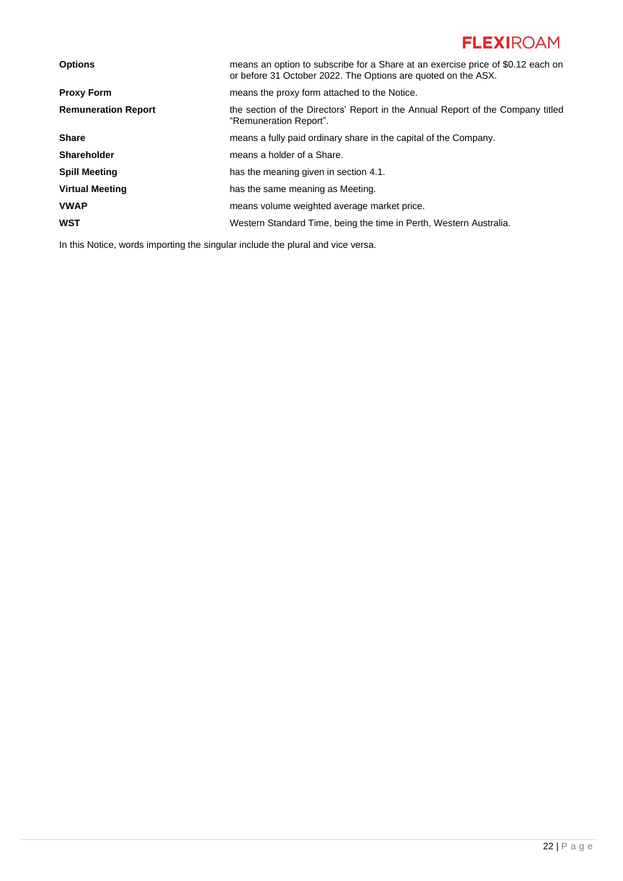| | |
|---|---|
| **Options** | means an option to subscribe for a Share at an exercise price of $0.12 each on or before 31 October 2022. The Options are quoted on the ASX. |
| **Proxy Form** | means the proxy form attached to the Notice. |
| **Remuneration Report** | the section of the Directors' Report in the Annual Report of the Company titled "Remuneration Report". |
| **Share** | means a fully paid ordinary share in the capital of the Company. |
| **Shareholder** | means a holder of a Share. |
| **Spill Meeting** | has the meaning given in section 4.1. |
| **Virtual Meeting** | has the same meaning as Meeting. |
| **VWAP** | means volume weighted average market price. |
| **WST** | Western Standard Time, being the time in Perth, Western Australia. |

In this Notice, words importing the singular include the plural and vice versa.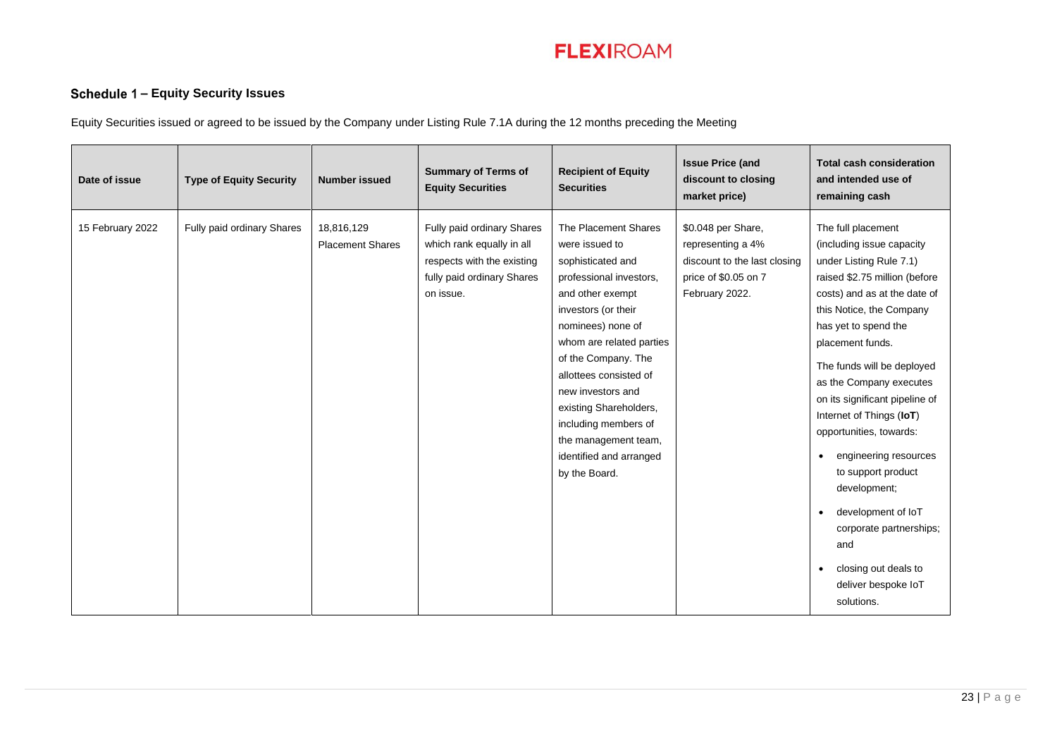## Schedule 1 – Equity Security Issues

Equity Securities issued or agreed to be issued by the Company under Listing Rule 7.1A during the 12 months preceding the Meeting

| Date of issue | Type of Equity Security | Number issued | Summary of Terms of Equity Securities | Recipient of Equity Securities | Issue Price (and discount to closing market price) | Total cash consideration and intended use of remaining cash |
|---|---|---|---|---|---|---|
| 15 February 2022 | Fully paid ordinary Shares | 18,816,129 Placement Shares | Fully paid ordinary Shares which rank equally in all respects with the existing fully paid ordinary Shares on issue. | The Placement Shares were issued to sophisticated and professional investors, and other exempt investors (or their nominees) none of whom are related parties of the Company. The allottees consisted of new investors and existing Shareholders, including members of the management team, identified and arranged by the Board. | $0.048 per Share, representing a 4% discount to the last closing price of $0.05 on 7 February 2022. | The full placement (including issue capacity under Listing Rule 7.1) raised $2.75 million (before costs) and as at the date of this Notice, the Company has yet to spend the placement funds.<br><br>The funds will be deployed as the Company executes on its significant pipeline of Internet of Things (**IoT**) opportunities, towards:<br>• engineering resources to support product development;<br>• development of IoT corporate partnerships; and<br>• closing out deals to deliver bespoke IoT solutions. |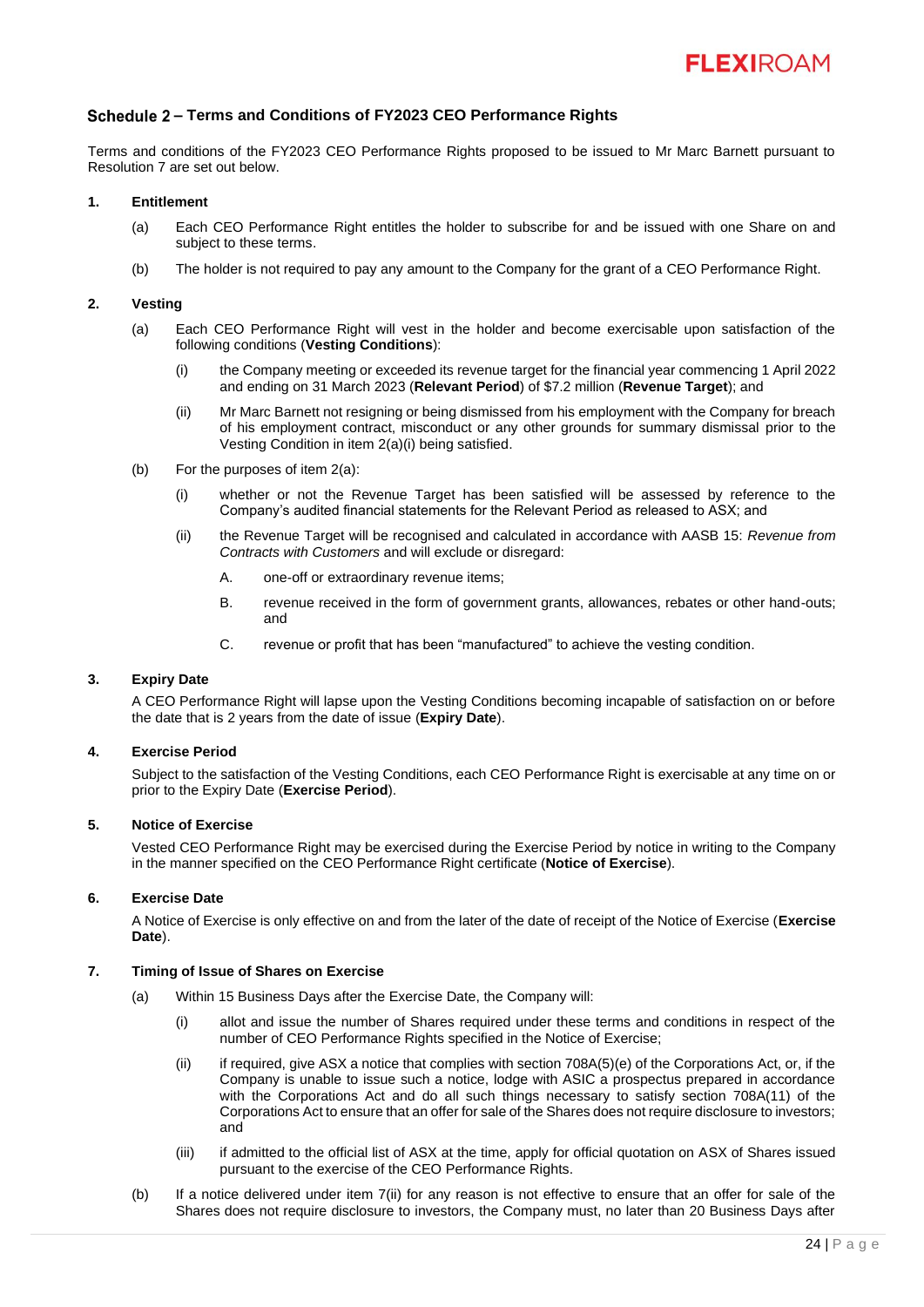## Schedule 2 – Terms and Conditions of FY2023 CEO Performance Rights

Terms and conditions of the FY2023 CEO Performance Rights proposed to be issued to Mr Marc Barnett pursuant to Resolution 7 are set out below.

**1. Entitlement**

(a) Each CEO Performance Right entitles the holder to subscribe for and be issued with one Share on and subject to these terms.

(b) The holder is not required to pay any amount to the Company for the grant of a CEO Performance Right.

**2. Vesting**

(a) Each CEO Performance Right will vest in the holder and become exercisable upon satisfaction of the following conditions (**Vesting Conditions**):

(i) the Company meeting or exceeded its revenue target for the financial year commencing 1 April 2022 and ending on 31 March 2023 (**Relevant Period**) of $7.2 million (**Revenue Target**); and

(ii) Mr Marc Barnett not resigning or being dismissed from his employment with the Company for breach of his employment contract, misconduct or any other grounds for summary dismissal prior to the Vesting Condition in item 2(a)(i) being satisfied.

(b) For the purposes of item 2(a):

(i) whether or not the Revenue Target has been satisfied will be assessed by reference to the Company's audited financial statements for the Relevant Period as released to ASX; and

(ii) the Revenue Target will be recognised and calculated in accordance with AASB 15: *Revenue from Contracts with Customers* and will exclude or disregard:

A. one-off or extraordinary revenue items;

B. revenue received in the form of government grants, allowances, rebates or other hand-outs; and

C. revenue or profit that has been "manufactured" to achieve the vesting condition.

**3. Expiry Date**

A CEO Performance Right will lapse upon the Vesting Conditions becoming incapable of satisfaction on or before the date that is 2 years from the date of issue (**Expiry Date**).

**4. Exercise Period**

Subject to the satisfaction of the Vesting Conditions, each CEO Performance Right is exercisable at any time on or prior to the Expiry Date (**Exercise Period**).

**5. Notice of Exercise**

Vested CEO Performance Right may be exercised during the Exercise Period by notice in writing to the Company in the manner specified on the CEO Performance Right certificate (**Notice of Exercise**).

**6. Exercise Date**

A Notice of Exercise is only effective on and from the later of the date of receipt of the Notice of Exercise (**Exercise Date**).

**7. Timing of Issue of Shares on Exercise**

(a) Within 15 Business Days after the Exercise Date, the Company will:

(i) allot and issue the number of Shares required under these terms and conditions in respect of the number of CEO Performance Rights specified in the Notice of Exercise;

(ii) if required, give ASX a notice that complies with section 708A(5)(e) of the Corporations Act, or, if the Company is unable to issue such a notice, lodge with ASIC a prospectus prepared in accordance with the Corporations Act and do all such things necessary to satisfy section 708A(11) of the Corporations Act to ensure that an offer for sale of the Shares does not require disclosure to investors; and

(iii) if admitted to the official list of ASX at the time, apply for official quotation on ASX of Shares issued pursuant to the exercise of the CEO Performance Rights.

(b) If a notice delivered under item 7(ii) for any reason is not effective to ensure that an offer for sale of the Shares does not require disclosure to investors, the Company must, no later than 20 Business Days after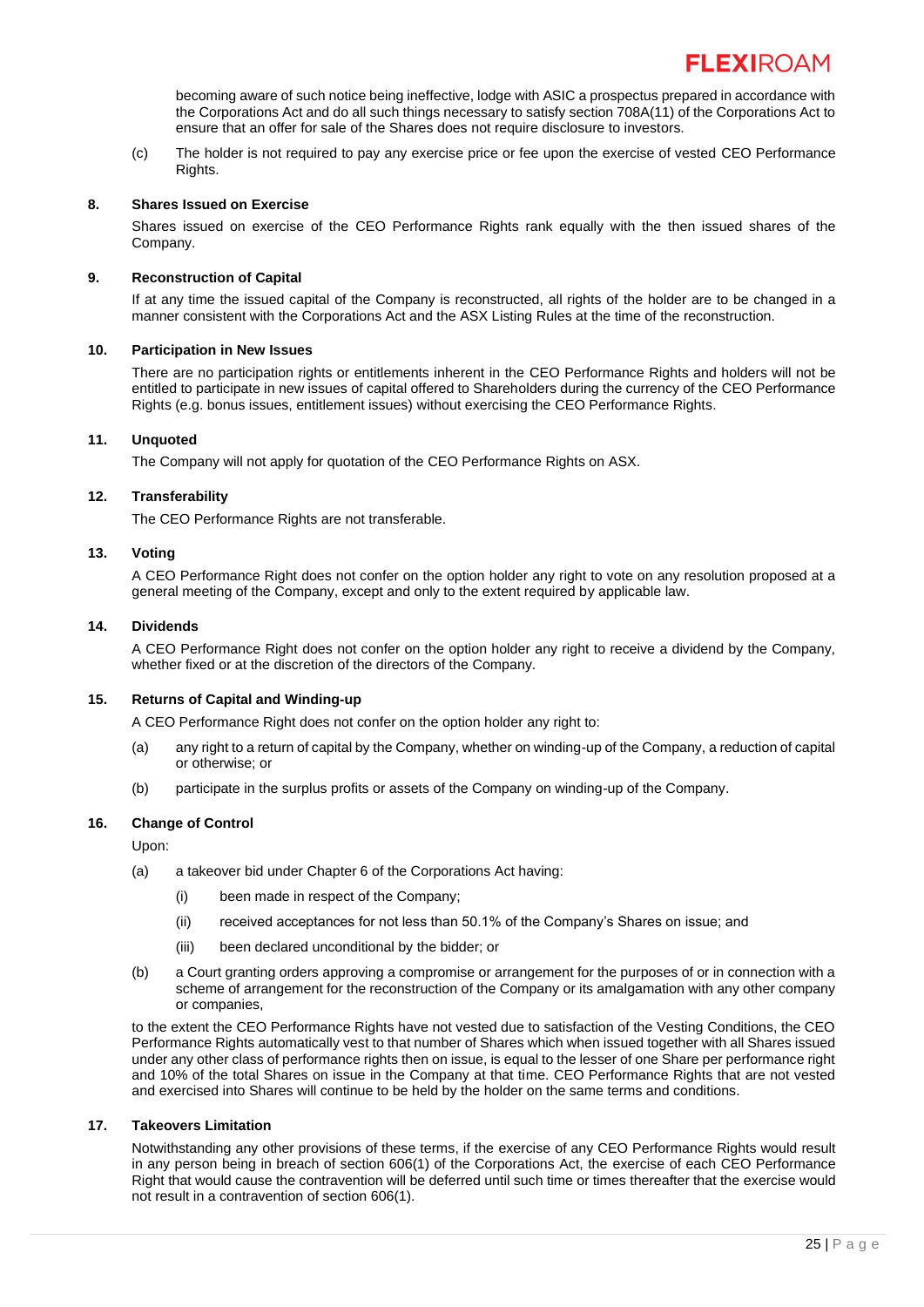becoming aware of such notice being ineffective, lodge with ASIC a prospectus prepared in accordance with the Corporations Act and do all such things necessary to satisfy section 708A(11) of the Corporations Act to ensure that an offer for sale of the Shares does not require disclosure to investors.

(c) The holder is not required to pay any exercise price or fee upon the exercise of vested CEO Performance Rights.

**8. Shares Issued on Exercise**

Shares issued on exercise of the CEO Performance Rights rank equally with the then issued shares of the Company.

**9. Reconstruction of Capital**

If at any time the issued capital of the Company is reconstructed, all rights of the holder are to be changed in a manner consistent with the Corporations Act and the ASX Listing Rules at the time of the reconstruction.

**10. Participation in New Issues**

There are no participation rights or entitlements inherent in the CEO Performance Rights and holders will not be entitled to participate in new issues of capital offered to Shareholders during the currency of the CEO Performance Rights (e.g. bonus issues, entitlement issues) without exercising the CEO Performance Rights.

**11. Unquoted**

The Company will not apply for quotation of the CEO Performance Rights on ASX.

**12. Transferability**

The CEO Performance Rights are not transferable.

**13. Voting**

A CEO Performance Right does not confer on the option holder any right to vote on any resolution proposed at a general meeting of the Company, except and only to the extent required by applicable law.

**14. Dividends**

A CEO Performance Right does not confer on the option holder any right to receive a dividend by the Company, whether fixed or at the discretion of the directors of the Company.

**15. Returns of Capital and Winding-up**

A CEO Performance Right does not confer on the option holder any right to:

(a) any right to a return of capital by the Company, whether on winding-up of the Company, a reduction of capital or otherwise; or

(b) participate in the surplus profits or assets of the Company on winding-up of the Company.

**16. Change of Control**

Upon:

(a) a takeover bid under Chapter 6 of the Corporations Act having:

  (i) been made in respect of the Company;

  (ii) received acceptances for not less than 50.1% of the Company's Shares on issue; and

  (iii) been declared unconditional by the bidder; or

(b) a Court granting orders approving a compromise or arrangement for the purposes of or in connection with a scheme of arrangement for the reconstruction of the Company or its amalgamation with any other company or companies,

to the extent the CEO Performance Rights have not vested due to satisfaction of the Vesting Conditions, the CEO Performance Rights automatically vest to that number of Shares which when issued together with all Shares issued under any other class of performance rights then on issue, is equal to the lesser of one Share per performance right and 10% of the total Shares on issue in the Company at that time. CEO Performance Rights that are not vested and exercised into Shares will continue to be held by the holder on the same terms and conditions.

**17. Takeovers Limitation**

Notwithstanding any other provisions of these terms, if the exercise of any CEO Performance Rights would result in any person being in breach of section 606(1) of the Corporations Act, the exercise of each CEO Performance Right that would cause the contravention will be deferred until such time or times thereafter that the exercise would not result in a contravention of section 606(1).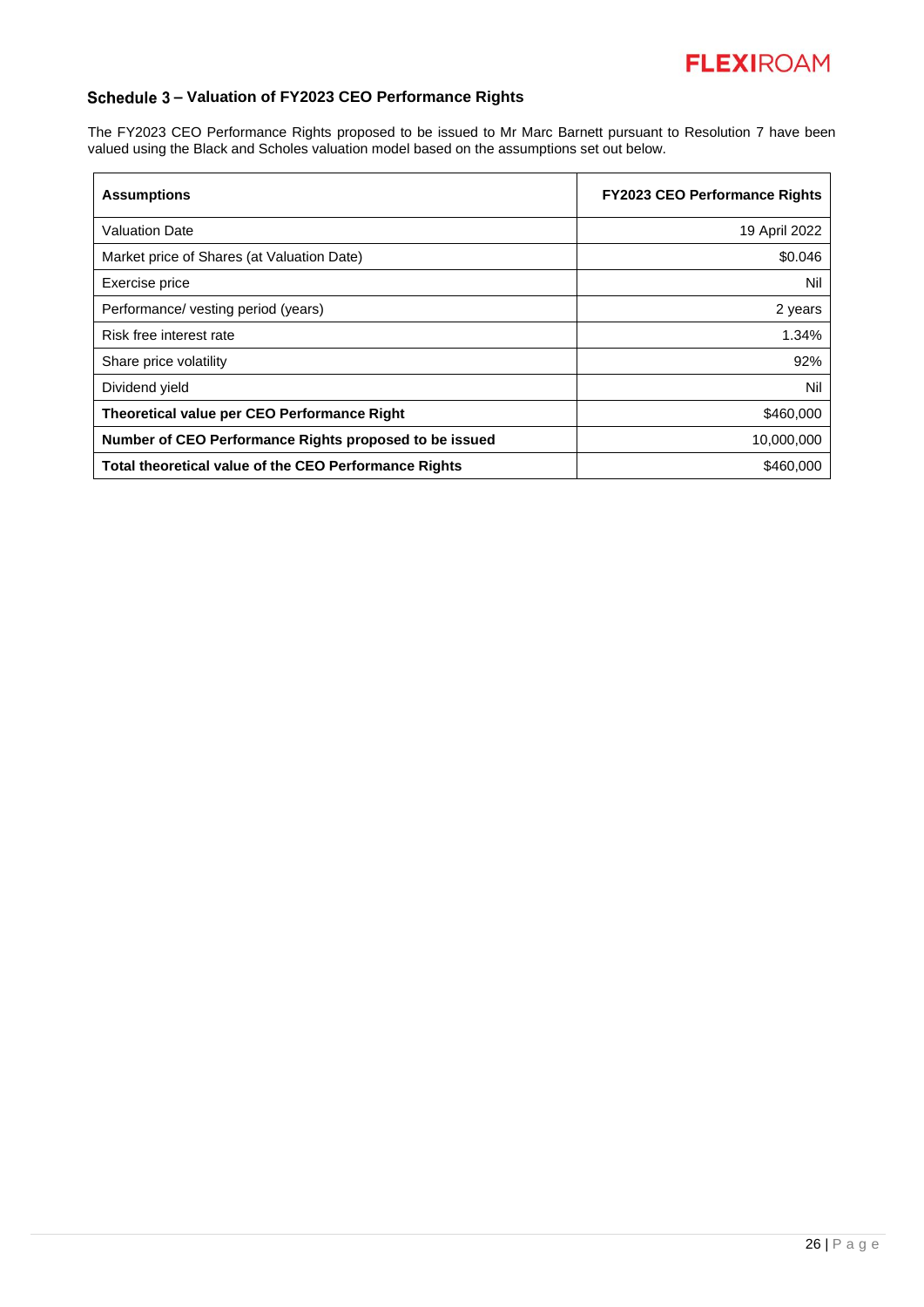## Schedule 3 – Valuation of FY2023 CEO Performance Rights

The FY2023 CEO Performance Rights proposed to be issued to Mr Marc Barnett pursuant to Resolution 7 have been valued using the Black and Scholes valuation model based on the assumptions set out below.

| **Assumptions** | **FY2023 CEO Performance Rights** |
|---|---|
| Valuation Date | 19 April 2022 |
| Market price of Shares (at Valuation Date) | $0.046 |
| Exercise price | Nil |
| Performance/ vesting period (years) | 2 years |
| Risk free interest rate | 1.34% |
| Share price volatility | 92% |
| Dividend yield | Nil |
| **Theoretical value per CEO Performance Right** | $460,000 |
| **Number of CEO Performance Rights proposed to be issued** | 10,000,000 |
| **Total theoretical value of the CEO Performance Rights** | $460,000 |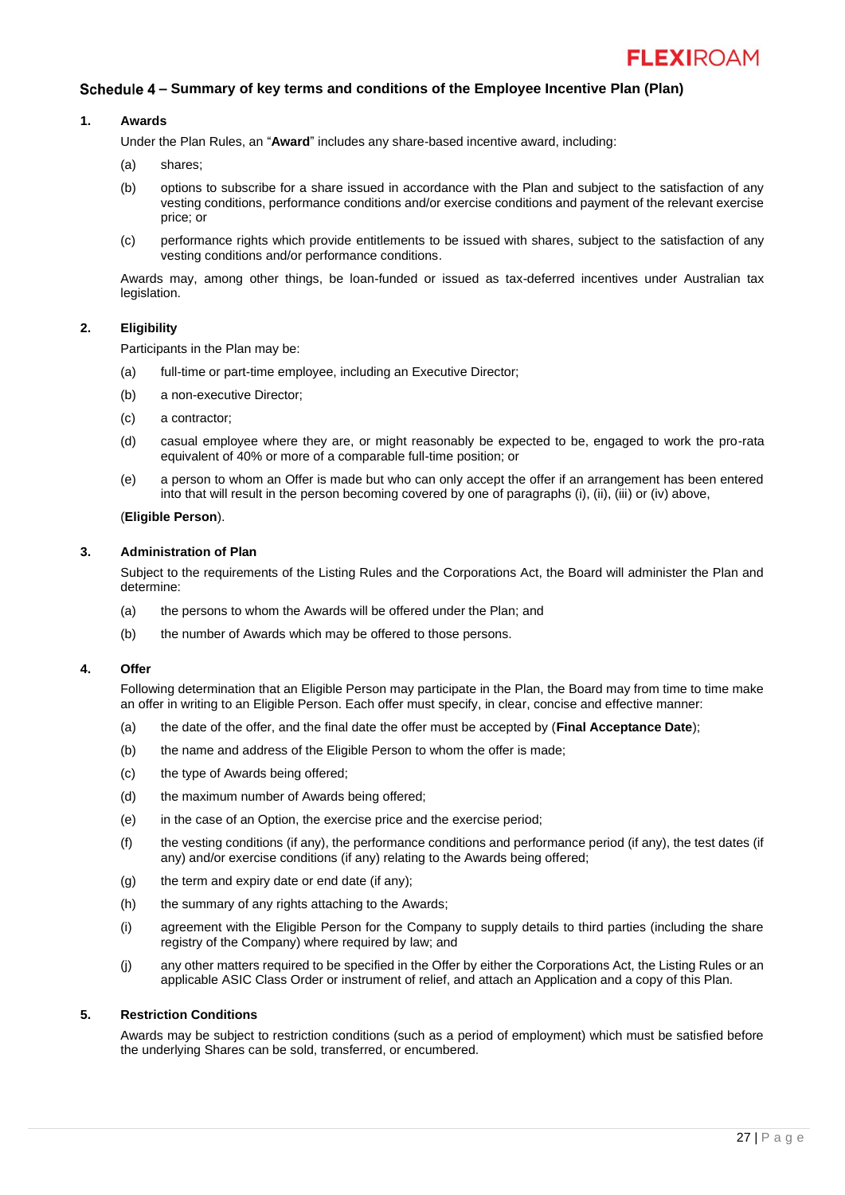## Schedule 4 – Summary of key terms and conditions of the Employee Incentive Plan (Plan)

**1. Awards**

Under the Plan Rules, an "**Award**" includes any share-based incentive award, including:

(a) shares;

(b) options to subscribe for a share issued in accordance with the Plan and subject to the satisfaction of any vesting conditions, performance conditions and/or exercise conditions and payment of the relevant exercise price; or

(c) performance rights which provide entitlements to be issued with shares, subject to the satisfaction of any vesting conditions and/or performance conditions.

Awards may, among other things, be loan-funded or issued as tax-deferred incentives under Australian tax legislation.

**2. Eligibility**

Participants in the Plan may be:

(a) full-time or part-time employee, including an Executive Director;

(b) a non-executive Director;

(c) a contractor;

(d) casual employee where they are, or might reasonably be expected to be, engaged to work the pro-rata equivalent of 40% or more of a comparable full-time position; or

(e) a person to whom an Offer is made but who can only accept the offer if an arrangement has been entered into that will result in the person becoming covered by one of paragraphs (i), (ii), (iii) or (iv) above,

(**Eligible Person**).

**3. Administration of Plan**

Subject to the requirements of the Listing Rules and the Corporations Act, the Board will administer the Plan and determine:

(a) the persons to whom the Awards will be offered under the Plan; and

(b) the number of Awards which may be offered to those persons.

**4. Offer**

Following determination that an Eligible Person may participate in the Plan, the Board may from time to time make an offer in writing to an Eligible Person. Each offer must specify, in clear, concise and effective manner:

(a) the date of the offer, and the final date the offer must be accepted by (**Final Acceptance Date**);

(b) the name and address of the Eligible Person to whom the offer is made;

(c) the type of Awards being offered;

(d) the maximum number of Awards being offered;

(e) in the case of an Option, the exercise price and the exercise period;

(f) the vesting conditions (if any), the performance conditions and performance period (if any), the test dates (if any) and/or exercise conditions (if any) relating to the Awards being offered;

(g) the term and expiry date or end date (if any);

(h) the summary of any rights attaching to the Awards;

(i) agreement with the Eligible Person for the Company to supply details to third parties (including the share registry of the Company) where required by law; and

(j) any other matters required to be specified in the Offer by either the Corporations Act, the Listing Rules or an applicable ASIC Class Order or instrument of relief, and attach an Application and a copy of this Plan.

**5. Restriction Conditions**

Awards may be subject to restriction conditions (such as a period of employment) which must be satisfied before the underlying Shares can be sold, transferred, or encumbered.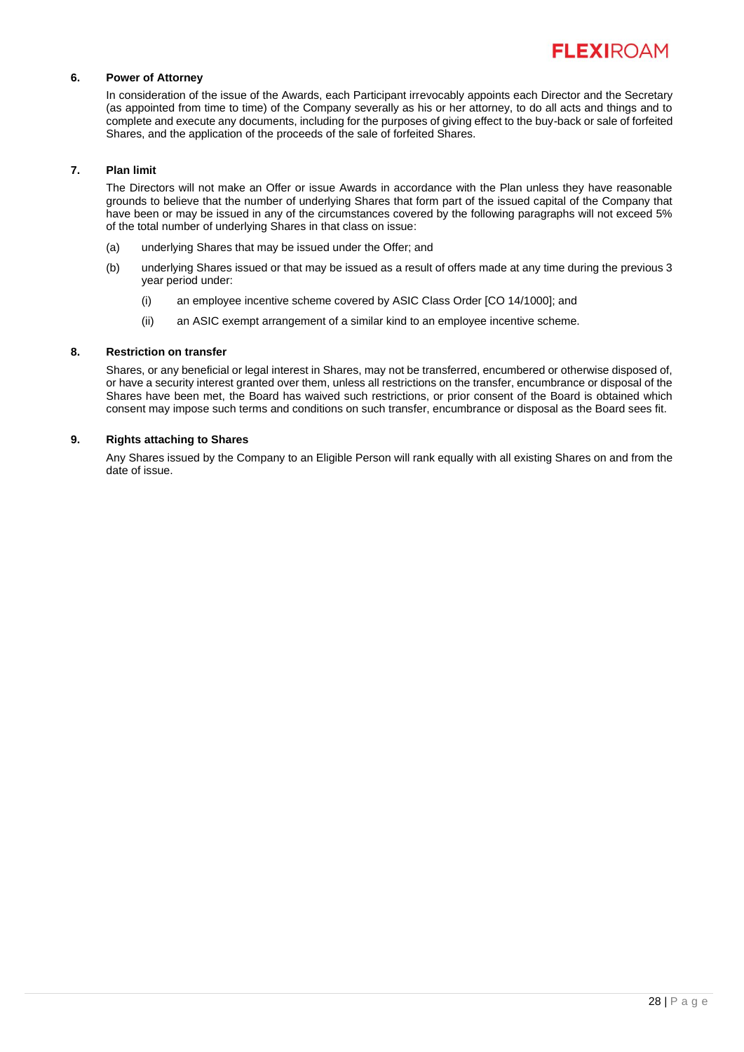**6. Power of Attorney**

In consideration of the issue of the Awards, each Participant irrevocably appoints each Director and the Secretary (as appointed from time to time) of the Company severally as his or her attorney, to do all acts and things and to complete and execute any documents, including for the purposes of giving effect to the buy-back or sale of forfeited Shares, and the application of the proceeds of the sale of forfeited Shares.

**7. Plan limit**

The Directors will not make an Offer or issue Awards in accordance with the Plan unless they have reasonable grounds to believe that the number of underlying Shares that form part of the issued capital of the Company that have been or may be issued in any of the circumstances covered by the following paragraphs will not exceed 5% of the total number of underlying Shares in that class on issue:

(a) underlying Shares that may be issued under the Offer; and

(b) underlying Shares issued or that may be issued as a result of offers made at any time during the previous 3 year period under:

  (i) an employee incentive scheme covered by ASIC Class Order [CO 14/1000]; and

  (ii) an ASIC exempt arrangement of a similar kind to an employee incentive scheme.

**8. Restriction on transfer**

Shares, or any beneficial or legal interest in Shares, may not be transferred, encumbered or otherwise disposed of, or have a security interest granted over them, unless all restrictions on the transfer, encumbrance or disposal of the Shares have been met, the Board has waived such restrictions, or prior consent of the Board is obtained which consent may impose such terms and conditions on such transfer, encumbrance or disposal as the Board sees fit.

**9. Rights attaching to Shares**

Any Shares issued by the Company to an Eligible Person will rank equally with all existing Shares on and from the date of issue.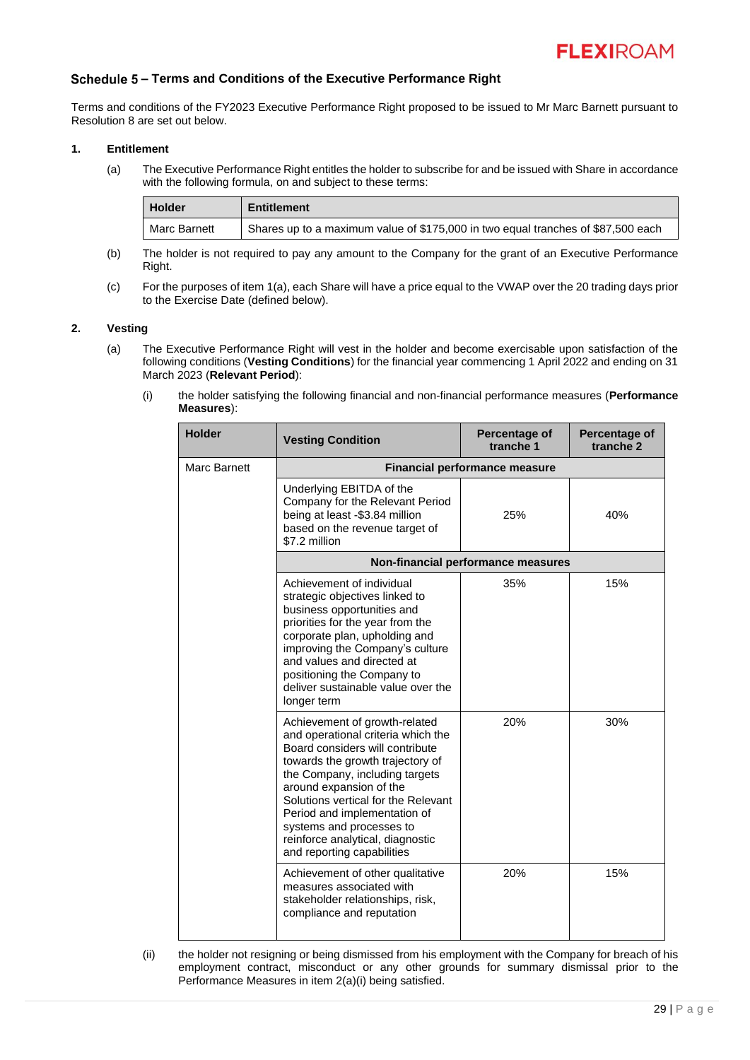## Schedule 5 – Terms and Conditions of the Executive Performance Right

Terms and conditions of the FY2023 Executive Performance Right proposed to be issued to Mr Marc Barnett pursuant to Resolution 8 are set out below.

**1. Entitlement**

(a) The Executive Performance Right entitles the holder to subscribe for and be issued with Share in accordance with the following formula, on and subject to these terms:

| Holder | Entitlement |
|---|---|
| Marc Barnett | Shares up to a maximum value of $175,000 in two equal tranches of $87,500 each |

(b) The holder is not required to pay any amount to the Company for the grant of an Executive Performance Right.

(c) For the purposes of item 1(a), each Share will have a price equal to the VWAP over the 20 trading days prior to the Exercise Date (defined below).

**2. Vesting**

(a) The Executive Performance Right will vest in the holder and become exercisable upon satisfaction of the following conditions (**Vesting Conditions**) for the financial year commencing 1 April 2022 and ending on 31 March 2023 (**Relevant Period**):

(i) the holder satisfying the following financial and non-financial performance measures (**Performance Measures**):

| Holder | Vesting Condition | Percentage of tranche 1 | Percentage of tranche 2 |
|---|---|---|---|
| Marc Barnett | **Financial performance measure** | | |
| | Underlying EBITDA of the Company for the Relevant Period being at least -$3.84 million based on the revenue target of $7.2 million | 25% | 40% |
| | **Non-financial performance measures** | | |
| | Achievement of individual strategic objectives linked to business opportunities and priorities for the year from the corporate plan, upholding and improving the Company's culture and values and directed at positioning the Company to deliver sustainable value over the longer term | 35% | 15% |
| | Achievement of growth-related and operational criteria which the Board considers will contribute towards the growth trajectory of the Company, including targets around expansion of the Solutions vertical for the Relevant Period and implementation of systems and processes to reinforce analytical, diagnostic and reporting capabilities | 20% | 30% |
| | Achievement of other qualitative measures associated with stakeholder relationships, risk, compliance and reputation | 20% | 15% |

(ii) the holder not resigning or being dismissed from his employment with the Company for breach of his employment contract, misconduct or any other grounds for summary dismissal prior to the Performance Measures in item 2(a)(i) being satisfied.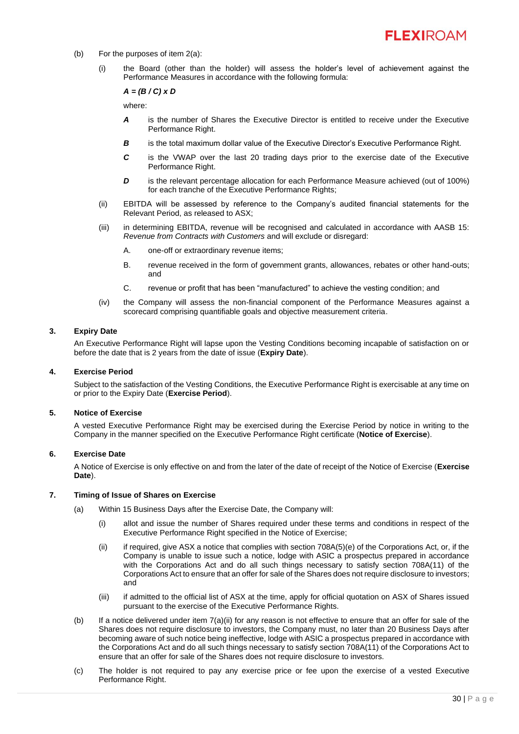(b) For the purposes of item 2(a):

(i) the Board (other than the holder) will assess the holder's level of achievement against the Performance Measures in accordance with the following formula:

$A = (B / C) \times D$

where:

***A*** is the number of Shares the Executive Director is entitled to receive under the Executive Performance Right.

***B*** is the total maximum dollar value of the Executive Director's Executive Performance Right.

***C*** is the VWAP over the last 20 trading days prior to the exercise date of the Executive Performance Right.

***D*** is the relevant percentage allocation for each Performance Measure achieved (out of 100%) for each tranche of the Executive Performance Rights;

(ii) EBITDA will be assessed by reference to the Company's audited financial statements for the Relevant Period, as released to ASX;

(iii) in determining EBITDA, revenue will be recognised and calculated in accordance with AASB 15: *Revenue from Contracts with Customers* and will exclude or disregard:

A. one-off or extraordinary revenue items;

B. revenue received in the form of government grants, allowances, rebates or other hand-outs; and

C. revenue or profit that has been "manufactured" to achieve the vesting condition; and

(iv) the Company will assess the non-financial component of the Performance Measures against a scorecard comprising quantifiable goals and objective measurement criteria.

## 3. Expiry Date

An Executive Performance Right will lapse upon the Vesting Conditions becoming incapable of satisfaction on or before the date that is 2 years from the date of issue (**Expiry Date**).

## 4. Exercise Period

Subject to the satisfaction of the Vesting Conditions, the Executive Performance Right is exercisable at any time on or prior to the Expiry Date (**Exercise Period**).

## 5. Notice of Exercise

A vested Executive Performance Right may be exercised during the Exercise Period by notice in writing to the Company in the manner specified on the Executive Performance Right certificate (**Notice of Exercise**).

## 6. Exercise Date

A Notice of Exercise is only effective on and from the later of the date of receipt of the Notice of Exercise (**Exercise Date**).

## 7. Timing of Issue of Shares on Exercise

(a) Within 15 Business Days after the Exercise Date, the Company will:

(i) allot and issue the number of Shares required under these terms and conditions in respect of the Executive Performance Right specified in the Notice of Exercise;

(ii) if required, give ASX a notice that complies with section 708A(5)(e) of the Corporations Act, or, if the Company is unable to issue such a notice, lodge with ASIC a prospectus prepared in accordance with the Corporations Act and do all such things necessary to satisfy section 708A(11) of the Corporations Act to ensure that an offer for sale of the Shares does not require disclosure to investors; and

(iii) if admitted to the official list of ASX at the time, apply for official quotation on ASX of Shares issued pursuant to the exercise of the Executive Performance Rights.

(b) If a notice delivered under item 7(a)(ii) for any reason is not effective to ensure that an offer for sale of the Shares does not require disclosure to investors, the Company must, no later than 20 Business Days after becoming aware of such notice being ineffective, lodge with ASIC a prospectus prepared in accordance with the Corporations Act and do all such things necessary to satisfy section 708A(11) of the Corporations Act to ensure that an offer for sale of the Shares does not require disclosure to investors.

(c) The holder is not required to pay any exercise price or fee upon the exercise of a vested Executive Performance Right.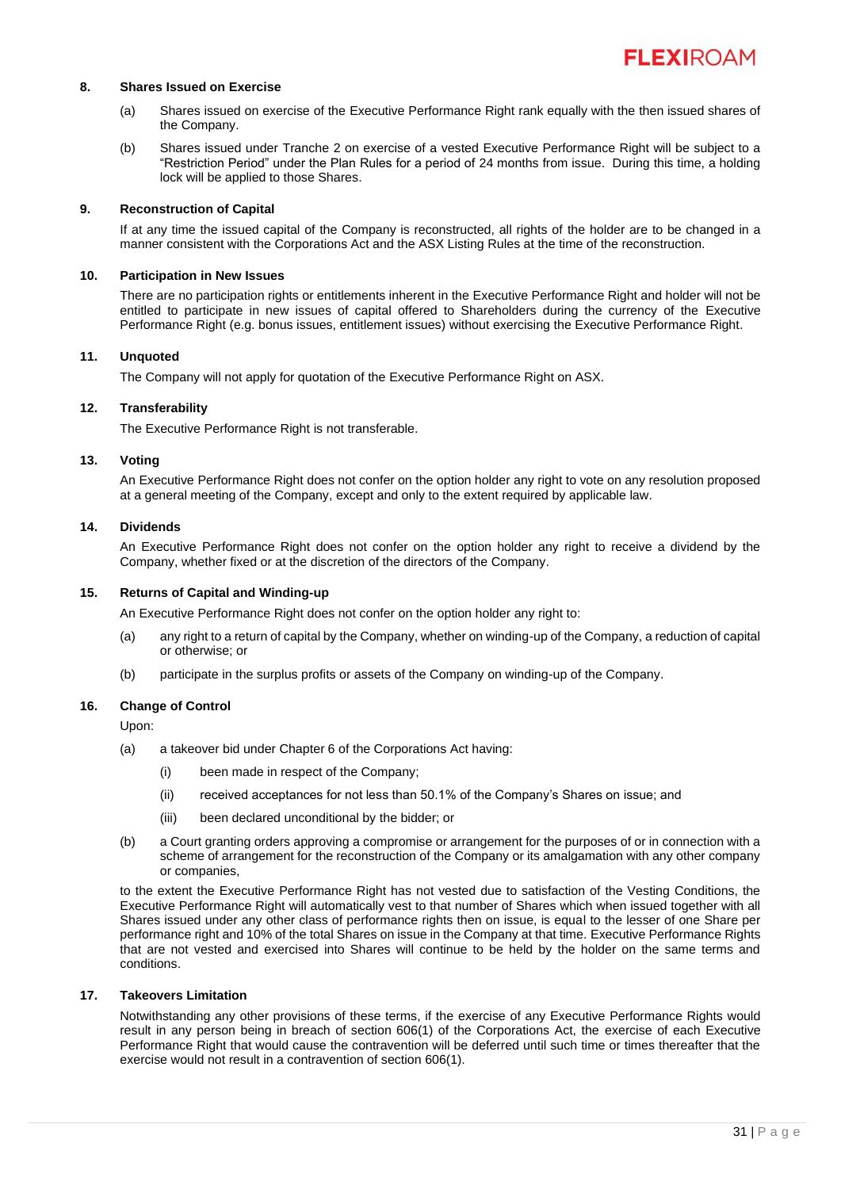**8. Shares Issued on Exercise**

(a) Shares issued on exercise of the Executive Performance Right rank equally with the then issued shares of the Company.

(b) Shares issued under Tranche 2 on exercise of a vested Executive Performance Right will be subject to a "Restriction Period" under the Plan Rules for a period of 24 months from issue. During this time, a holding lock will be applied to those Shares.

**9. Reconstruction of Capital**

If at any time the issued capital of the Company is reconstructed, all rights of the holder are to be changed in a manner consistent with the Corporations Act and the ASX Listing Rules at the time of the reconstruction.

**10. Participation in New Issues**

There are no participation rights or entitlements inherent in the Executive Performance Right and holder will not be entitled to participate in new issues of capital offered to Shareholders during the currency of the Executive Performance Right (e.g. bonus issues, entitlement issues) without exercising the Executive Performance Right.

**11. Unquoted**

The Company will not apply for quotation of the Executive Performance Right on ASX.

**12. Transferability**

The Executive Performance Right is not transferable.

**13. Voting**

An Executive Performance Right does not confer on the option holder any right to vote on any resolution proposed at a general meeting of the Company, except and only to the extent required by applicable law.

**14. Dividends**

An Executive Performance Right does not confer on the option holder any right to receive a dividend by the Company, whether fixed or at the discretion of the directors of the Company.

**15. Returns of Capital and Winding-up**

An Executive Performance Right does not confer on the option holder any right to:

(a) any right to a return of capital by the Company, whether on winding-up of the Company, a reduction of capital or otherwise; or

(b) participate in the surplus profits or assets of the Company on winding-up of the Company.

**16. Change of Control**

Upon:

(a) a takeover bid under Chapter 6 of the Corporations Act having:

(i) been made in respect of the Company;

(ii) received acceptances for not less than 50.1% of the Company's Shares on issue; and

(iii) been declared unconditional by the bidder; or

(b) a Court granting orders approving a compromise or arrangement for the purposes of or in connection with a scheme of arrangement for the reconstruction of the Company or its amalgamation with any other company or companies,

to the extent the Executive Performance Right has not vested due to satisfaction of the Vesting Conditions, the Executive Performance Right will automatically vest to that number of Shares which when issued together with all Shares issued under any other class of performance rights then on issue, is equal to the lesser of one Share per performance right and 10% of the total Shares on issue in the Company at that time. Executive Performance Rights that are not vested and exercised into Shares will continue to be held by the holder on the same terms and conditions.

**17. Takeovers Limitation**

Notwithstanding any other provisions of these terms, if the exercise of any Executive Performance Rights would result in any person being in breach of section 606(1) of the Corporations Act, the exercise of each Executive Performance Right that would cause the contravention will be deferred until such time or times thereafter that the exercise would not result in a contravention of section 606(1).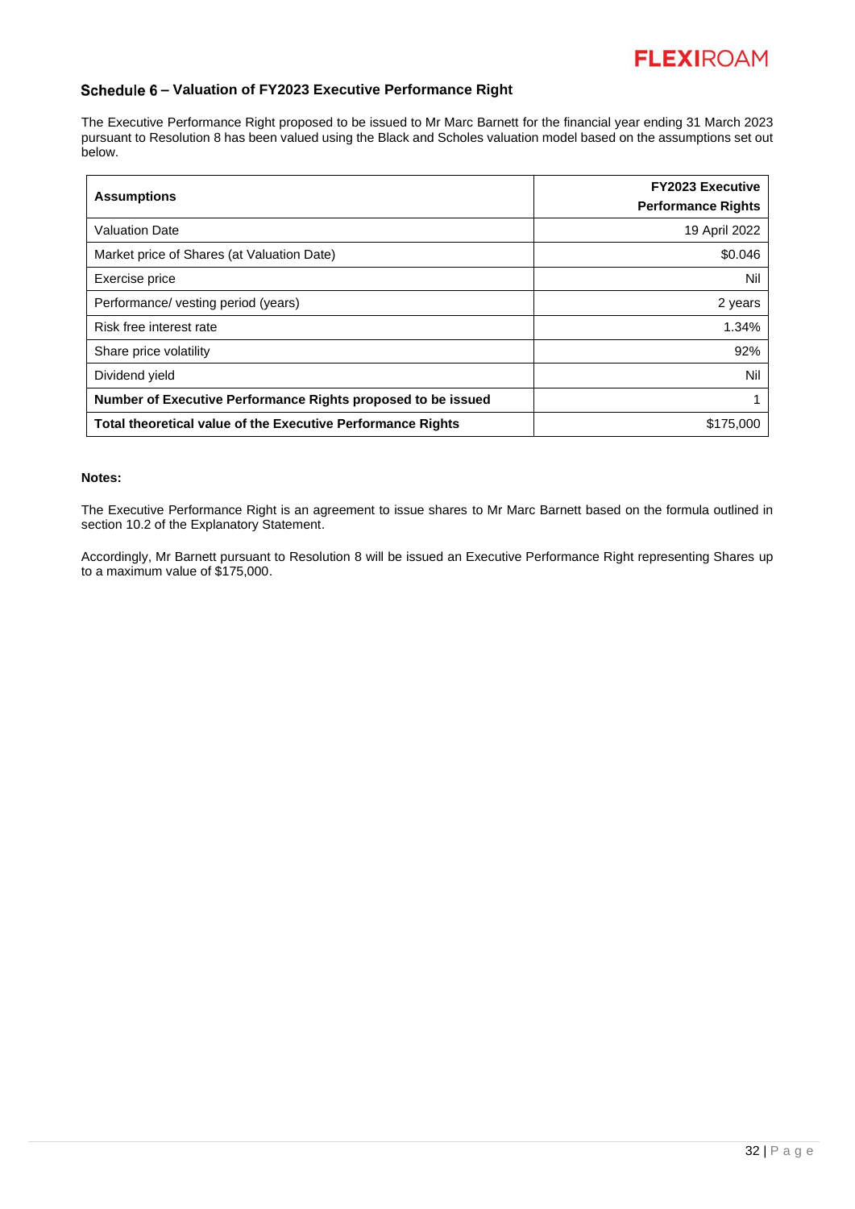## Schedule 6 – Valuation of FY2023 Executive Performance Right

The Executive Performance Right proposed to be issued to Mr Marc Barnett for the financial year ending 31 March 2023 pursuant to Resolution 8 has been valued using the Black and Scholes valuation model based on the assumptions set out below.

| **Assumptions** | **FY2023 Executive Performance Rights** |
| --- | --- |
| Valuation Date | 19 April 2022 |
| Market price of Shares (at Valuation Date) | $0.046 |
| Exercise price | Nil |
| Performance/ vesting period (years) | 2 years |
| Risk free interest rate | 1.34% |
| Share price volatility | 92% |
| Dividend yield | Nil |
| **Number of Executive Performance Rights proposed to be issued** | 1 |
| **Total theoretical value of the Executive Performance Rights** | $175,000 |

**Notes:**

The Executive Performance Right is an agreement to issue shares to Mr Marc Barnett based on the formula outlined in section 10.2 of the Explanatory Statement.

Accordingly, Mr Barnett pursuant to Resolution 8 will be issued an Executive Performance Right representing Shares up to a maximum value of $175,000.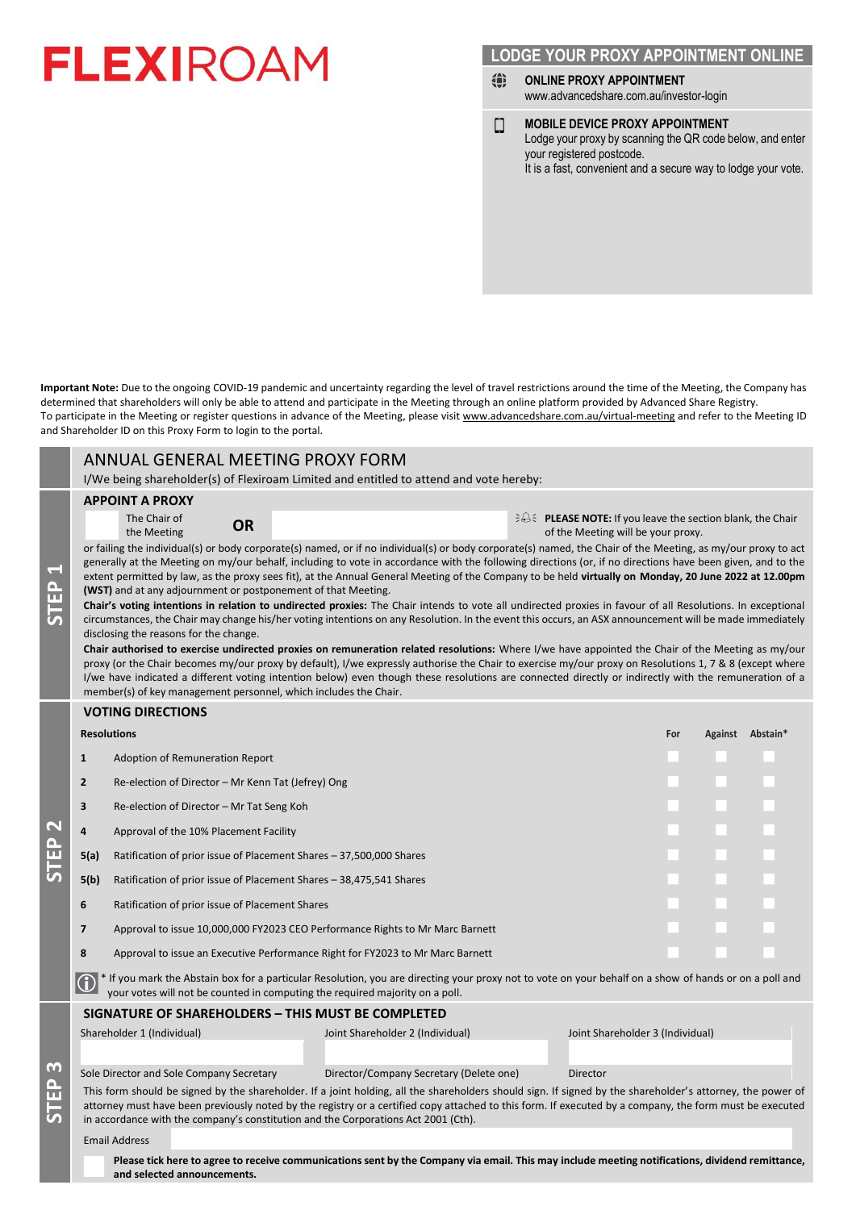# FLEXIROAM

## LODGE YOUR PROXY APPOINTMENT ONLINE

**ONLINE PROXY APPOINTMENT**
www.advancedshare.com.au/investor-login

**MOBILE DEVICE PROXY APPOINTMENT**
Lodge your proxy by scanning the QR code below, and enter your registered postcode.
It is a fast, convenient and a secure way to lodge your vote.

**Important Note:** Due to the ongoing COVID-19 pandemic and uncertainty regarding the level of travel restrictions around the time of the Meeting, the Company has determined that shareholders will only be able to attend and participate in the Meeting through an online platform provided by Advanced Share Registry.
To participate in the Meeting or register questions in advance of the Meeting, please visit www.advancedshare.com.au/virtual-meeting and refer to the Meeting ID and Shareholder ID on this Proxy Form to login to the portal.

## ANNUAL GENERAL MEETING PROXY FORM

I/We being shareholder(s) of Flexiroam Limited and entitled to attend and vote hereby:

## STEP 1

### APPOINT A PROXY

☐ The Chair of the Meeting **OR** ______________________

**PLEASE NOTE:** If you leave the section blank, the Chair of the Meeting will be your proxy.

or failing the individual(s) or body corporate(s) named, or if no individual(s) or body corporate(s) named, the Chair of the Meeting, as my/our proxy to act generally at the Meeting on my/our behalf, including to vote in accordance with the following directions (or, if no directions have been given, and to the extent permitted by law, as the proxy sees fit), at the Annual General Meeting of the Company to be held **virtually on Monday, 20 June 2022 at 12.00pm (WST)** and at any adjournment or postponement of that Meeting.

**Chair's voting intentions in relation to undirected proxies:** The Chair intends to vote all undirected proxies in favour of all Resolutions. In exceptional circumstances, the Chair may change his/her voting intentions on any Resolution. In the event this occurs, an ASX announcement will be made immediately disclosing the reasons for the change.

**Chair authorised to exercise undirected proxies on remuneration related resolutions:** Where I/we have appointed the Chair of the Meeting as my/our proxy (or the Chair becomes my/our proxy by default), I/we expressly authorise the Chair to exercise my/our proxy on Resolutions 1, 7 & 8 (except where I/we have indicated a different voting intention below) even though these resolutions are connected directly or indirectly with the remuneration of a member(s) of key management personnel, which includes the Chair.

## STEP 2

### VOTING DIRECTIONS

| | Resolutions | For | Against | Abstain* |
|---|---|---|---|---|
| 1 | Adoption of Remuneration Report | ☐ | ☐ | ☐ |
| 2 | Re-election of Director – Mr Kenn Tat (Jefrey) Ong | ☐ | ☐ | ☐ |
| 3 | Re-election of Director – Mr Tat Seng Koh | ☐ | ☐ | ☐ |
| 4 | Approval of the 10% Placement Facility | ☐ | ☐ | ☐ |
| 5(a) | Ratification of prior issue of Placement Shares – 37,500,000 Shares | ☐ | ☐ | ☐ |
| 5(b) | Ratification of prior issue of Placement Shares – 38,475,541 Shares | ☐ | ☐ | ☐ |
| 6 | Ratification of prior issue of Placement Shares | ☐ | ☐ | ☐ |
| 7 | Approval to issue 10,000,000 FY2023 CEO Performance Rights to Mr Marc Barnett | ☐ | ☐ | ☐ |
| 8 | Approval to issue an Executive Performance Right for FY2023 to Mr Marc Barnett | ☐ | ☐ | ☐ |

\* If you mark the Abstain box for a particular Resolution, you are directing your proxy not to vote on your behalf on a show of hands or on a poll and your votes will not be counted in computing the required majority on a poll.

## STEP 3

### SIGNATURE OF SHAREHOLDERS – THIS MUST BE COMPLETED

| Shareholder 1 (Individual) | Joint Shareholder 2 (Individual) | Joint Shareholder 3 (Individual) |
|---|---|---|
| | | |
| Sole Director and Sole Company Secretary | Director/Company Secretary (Delete one) | Director |

This form should be signed by the shareholder. If a joint holding, all the shareholders should sign. If signed by the shareholder's attorney, the power of attorney must have been previously noted by the registry or a certified copy attached to this form. If executed by a company, the form must be executed in accordance with the company's constitution and the Corporations Act 2001 (Cth).

Email Address ______________________

☐ **Please tick here to agree to receive communications sent by the Company via email. This may include meeting notifications, dividend remittance, and selected announcements.**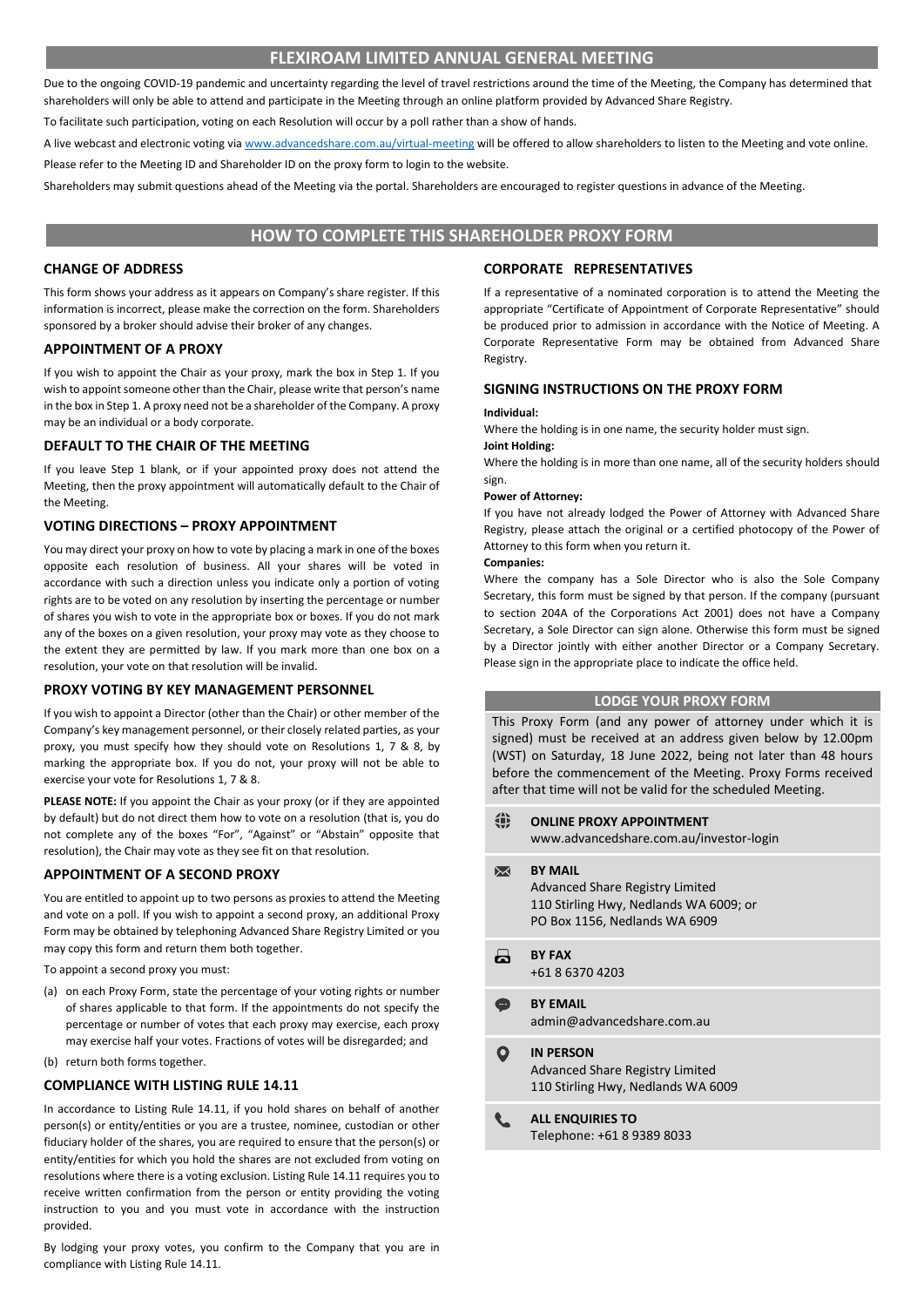# FLEXIROAM LIMITED ANNUAL GENERAL MEETING

Due to the ongoing COVID-19 pandemic and uncertainty regarding the level of travel restrictions around the time of the Meeting, the Company has determined that shareholders will only be able to attend and participate in the Meeting through an online platform provided by Advanced Share Registry.

To facilitate such participation, voting on each Resolution will occur by a poll rather than a show of hands.

A live webcast and electronic voting via www.advancedshare.com.au/virtual-meeting will be offered to allow shareholders to listen to the Meeting and vote online.

Please refer to the Meeting ID and Shareholder ID on the proxy form to login to the website.

Shareholders may submit questions ahead of the Meeting via the portal. Shareholders are encouraged to register questions in advance of the Meeting.

# HOW TO COMPLETE THIS SHAREHOLDER PROXY FORM

### CHANGE OF ADDRESS

This form shows your address as it appears on Company's share register. If this information is incorrect, please make the correction on the form. Shareholders sponsored by a broker should advise their broker of any changes.

### APPOINTMENT OF A PROXY

If you wish to appoint the Chair as your proxy, mark the box in Step 1. If you wish to appoint someone other than the Chair, please write that person's name in the box in Step 1. A proxy need not be a shareholder of the Company. A proxy may be an individual or a body corporate.

### DEFAULT TO THE CHAIR OF THE MEETING

If you leave Step 1 blank, or if your appointed proxy does not attend the Meeting, then the proxy appointment will automatically default to the Chair of the Meeting.

### VOTING DIRECTIONS – PROXY APPOINTMENT

You may direct your proxy on how to vote by placing a mark in one of the boxes opposite each resolution of business. All your shares will be voted in accordance with such a direction unless you indicate only a portion of voting rights are to be voted on any resolution by inserting the percentage or number of shares you wish to vote in the appropriate box or boxes. If you do not mark any of the boxes on a given resolution, your proxy may vote as they choose to the extent they are permitted by law. If you mark more than one box on a resolution, your vote on that resolution will be invalid.

### PROXY VOTING BY KEY MANAGEMENT PERSONNEL

If you wish to appoint a Director (other than the Chair) or other member of the Company's key management personnel, or their closely related parties, as your proxy, you must specify how they should vote on Resolutions 1, 7 & 8, by marking the appropriate box. If you do not, your proxy will not be able to exercise your vote for Resolutions 1, 7 & 8.

**PLEASE NOTE:** If you appoint the Chair as your proxy (or if they are appointed by default) but do not direct them how to vote on a resolution (that is, you do not complete any of the boxes "For", "Against" or "Abstain" opposite that resolution), the Chair may vote as they see fit on that resolution.

### APPOINTMENT OF A SECOND PROXY

You are entitled to appoint up to two persons as proxies to attend the Meeting and vote on a poll. If you wish to appoint a second proxy, an additional Proxy Form may be obtained by telephoning Advanced Share Registry Limited or you may copy this form and return them both together.

To appoint a second proxy you must:

(a) on each Proxy Form, state the percentage of your voting rights or number of shares applicable to that form. If the appointments do not specify the percentage or number of votes that each proxy may exercise, each proxy may exercise half your votes. Fractions of votes will be disregarded; and

(b) return both forms together.

### COMPLIANCE WITH LISTING RULE 14.11

In accordance to Listing Rule 14.11, if you hold shares on behalf of another person(s) or entity/entities or you are a trustee, nominee, custodian or other fiduciary holder of the shares, you are required to ensure that the person(s) or entity/entities for which you hold the shares are not excluded from voting on resolutions where there is a voting exclusion. Listing Rule 14.11 requires you to receive written confirmation from the person or entity providing the voting instruction to you and you must vote in accordance with the instruction provided.

By lodging your proxy votes, you confirm to the Company that you are in compliance with Listing Rule 14.11.

### CORPORATE REPRESENTATIVES

If a representative of a nominated corporation is to attend the Meeting the appropriate "Certificate of Appointment of Corporate Representative" should be produced prior to admission in accordance with the Notice of Meeting. A Corporate Representative Form may be obtained from Advanced Share Registry.

### SIGNING INSTRUCTIONS ON THE PROXY FORM

**Individual:**

Where the holding is in one name, the security holder must sign.

**Joint Holding:**

Where the holding is in more than one name, all of the security holders should sign.

**Power of Attorney:**

If you have not already lodged the Power of Attorney with Advanced Share Registry, please attach the original or a certified photocopy of the Power of Attorney to this form when you return it.

**Companies:**

Where the company has a Sole Director who is also the Sole Company Secretary, this form must be signed by that person. If the company (pursuant to section 204A of the Corporations Act 2001) does not have a Company Secretary, a Sole Director can sign alone. Otherwise this form must be signed by a Director jointly with either another Director or a Company Secretary. Please sign in the appropriate place to indicate the office held.

### LODGE YOUR PROXY FORM

This Proxy Form (and any power of attorney under which it is signed) must be received at an address given below by 12.00pm (WST) on Saturday, 18 June 2022, being not later than 48 hours before the commencement of the Meeting. Proxy Forms received after that time will not be valid for the scheduled Meeting.

**ONLINE PROXY APPOINTMENT**
www.advancedshare.com.au/investor-login

**BY MAIL**
Advanced Share Registry Limited
110 Stirling Hwy, Nedlands WA 6009; or
PO Box 1156, Nedlands WA 6909

**BY FAX**
+61 8 6370 4203

**BY EMAIL**
admin@advancedshare.com.au

**IN PERSON**
Advanced Share Registry Limited
110 Stirling Hwy, Nedlands WA 6009

**ALL ENQUIRIES TO**
Telephone: +61 8 9389 8033